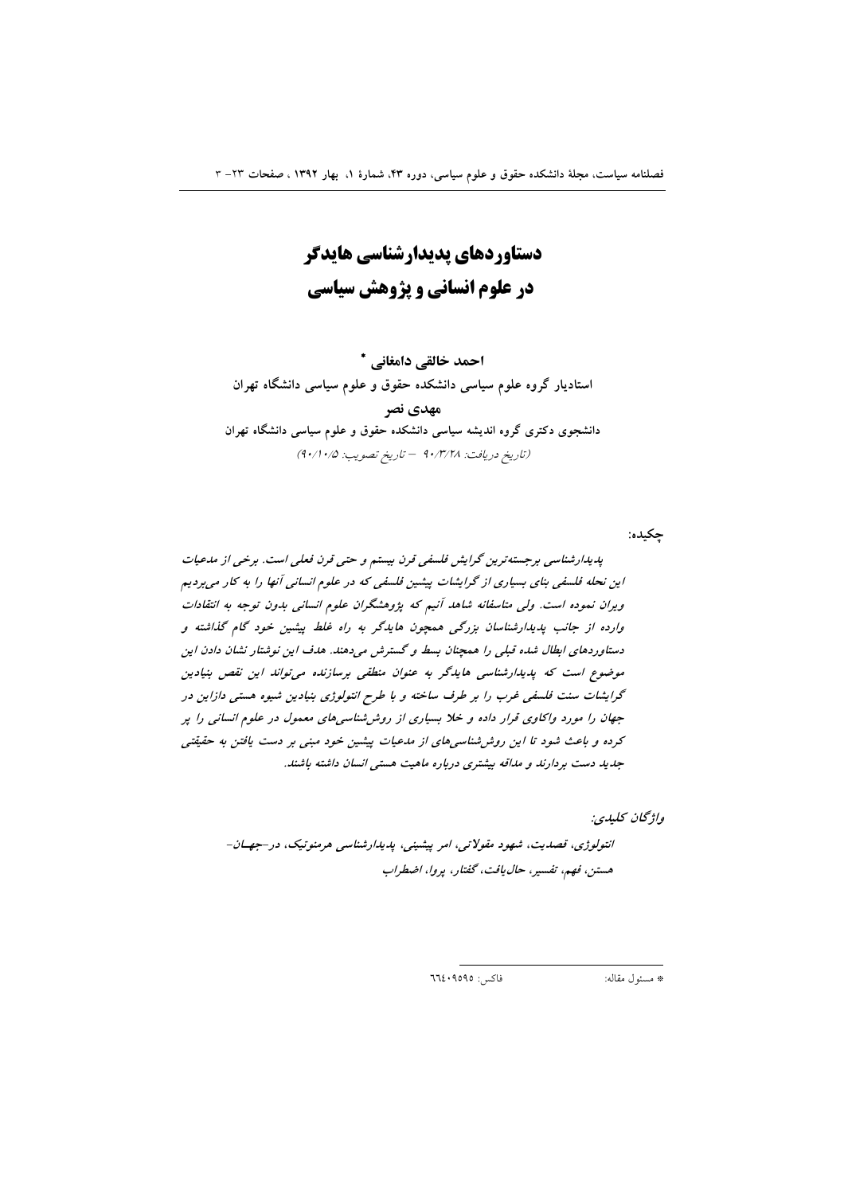# دستاوردهای پدیدارشناسی هایدگر در علوم انسانی و پژوهش سیاسی

**احمد خالقی دامغانی** *

استادیار گروه علوم سیاسی دانشکده حقوق و علوم سیاسی دانشگاه تهران

**مهدی نصر**

دانشجوی دکتری گروه اندیشه سیاسی دانشکده حقوق و علوم سیاسی دانشگاه تهران

*(تاریخ دریافت: ۹۰/۳/۲۸ – تاریخ تصویب: ۹۰/۱۰/۵)*

**چکیده:**

*پدیدارشناسی برجسته‌ترین گرایش فلسفی قرن بیستم و حتی قرن فعلی است. برخی از مدعیات این نحله فلسفی بنای بسیاری از گرایشات پیشین فلسفی که در علوم انسانی آنها را به کار می‌بردیم ویران نموده است. ولی متاسفانه شاهد آنیم که پژوهشگران علوم انسانی بدون توجه به انتقادات وارده از جانب پدیدارشناسان بزرگی همچون هایدگر به راه غلط پیشین خود گام گذاشته و دستاوردهای ابطال شده قبلی را همچنان بسط و گسترش می‌دهند. هدف این نوشتار نشان دادن این موضوع است که پدیدارشناسی هایدگر به عنوان منطقی برسازنده می‌تواند این نقص بنیادین گرایشات سنت فلسفی غرب را بر طرف ساخته و با طرح انتولوژی بنیادین شیوه هستی دازاین در جهان را مورد واکاوی قرار داده و خلا بسیاری از روش‌شناسی‌های معمول در علوم انسانی را پر کرده و باعث شود تا این روش‌شناسی‌های از مدعیات پیشین خود مبنی بر دست یافتن به حقیقتی جدید دست بردارند و مداقه بیشتری درباره ماهیت هستی انسان داشته باشند.*

*واژگان کلیدی:*

*انتولوژی، قصدیت، شهود مقولاتی، امر پیشینی، پدیدارشناسی هرمنوتیک، در-جهان-هستن، فهم، تفسیر، حال‌یافت، گفتار، پروا، اضطراب*

---

* مسئول مقاله: فاکس: ۶۶۴۰۹۵۹۵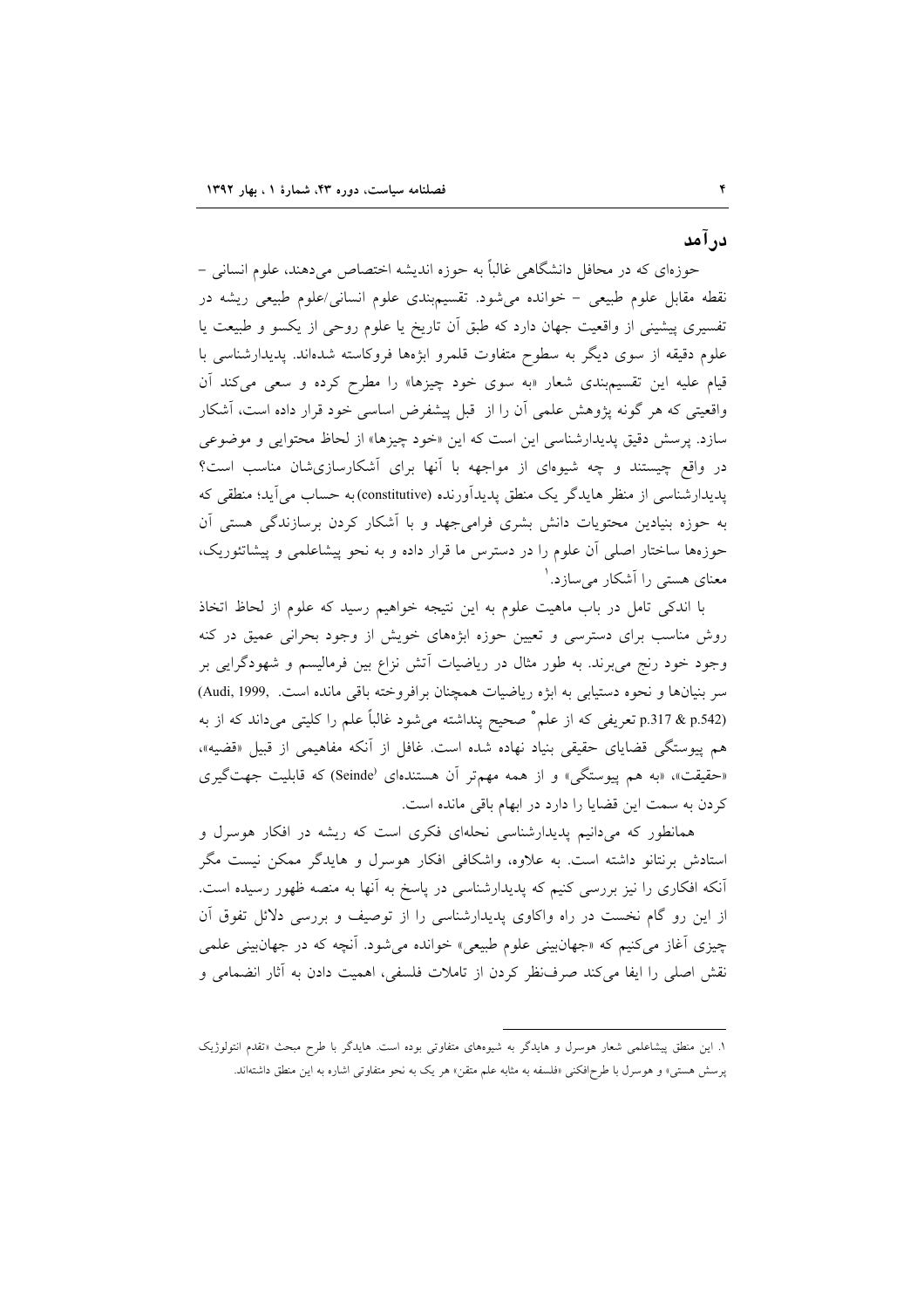## درآمد

حوزه‌ای که در محافل دانشگاهی غالباً به حوزه اندیشه اختصاص می‌دهند، علوم انسانی – نقطه مقابل علوم طبیعی – خوانده می‌شود. تقسیم‌بندی علوم انسانی/علوم طبیعی ریشه در تفسیری پیشینی از واقعیت جهان دارد که طبق آن تاریخ یا علوم روحی از یکسو و طبیعت یا علوم دقیقه از سوی دیگر به سطوح متفاوت قلمرو ابژه‌ها فروکاسته شده‌اند. پدیدارشناسی با قیام علیه این تقسیم‌بندی شعار «به سوی خود چیزها» را مطرح کرده و سعی می‌کند آن واقعیتی که هر گونه پژوهش علمی آن را از قبل پیشفرض اساسی خود قرار داده است، آشکار سازد. پرسش دقیق پدیدارشناسی این است که این «خود چیزها» از لحاظ محتوایی و موضوعی در واقع چیستند و چه شیوه‌ای از مواجهه با آنها برای آشکارسازی‌شان مناسب است؟ پدیدارشناسی از منظر هایدگر یک منطق پدیدآورنده (constitutive) به حساب می‌آید؛ منطقی که به حوزه بنیادین محتویات دانش بشری فرامی‌جهد و با آشکار کردن برسازندگی هستی آن حوزه‌ها ساختار اصلی آن علوم را در دسترس ما قرار داده و به نحو پیشاعلمی و پیشاتئوریک، معنای هستی را آشکار می‌سازد.[1]

با اندکی تامل در باب ماهیت علوم به این نتیجه خواهیم رسید که علوم از لحاظ اتخاذ روش مناسب برای دسترسی و تعیین حوزه ابژه‌های خویش از وجود بحرانی عمیق در کنه وجود خود رنج می‌برند. به طور مثال در ریاضیات آتش نزاع بین فرمالیسم و شهودگرایی بر سر بنیان‌ها و نحوه دستیابی به ابژه ریاضیات همچنان برافروخته باقی مانده است. (Audi, 1999, p.317 & p.542) تعریفی که از علم[2] صحیح پنداشته می‌شود غالباً علم را کلیتی می‌داند که از به هم پیوستگی قضایای حقیقی بنیاد نهاده شده است. غافل از آنکه مفاهیمی از قبیل «قضیه»، «حقیقت»، «به هم پیوستگی» و از همه مهم‌تر آن هستنده‌ای (Seinde[3]) که قابلیت جهت‌گیری کردن به سمت این قضایا را دارد در ابهام باقی مانده است.

همانطور که می‌دانیم پدیدارشناسی نحله‌ای فکری است که ریشه در افکار هوسرل و استادش برنتانو داشته است. به علاوه، واشکافی افکار هوسرل و هایدگر ممکن نیست مگر آنکه افکاری را نیز بررسی کنیم که پدیدارشناسی در پاسخ به آنها به منصه ظهور رسیده است. از این رو گام نخست در راه واکاوی پدیدارشناسی را از توصیف و بررسی دلائل تفوق آن چیزی آغاز می‌کنیم که «جهان‌بینی علوم طبیعی» خوانده می‌شود. آنچه که در جهان‌بینی علمی نقش اصلی را ایفا می‌کند صرف‌نظر کردن از تاملات فلسفی، اهمیت دادن به آثار انضمامی و

---

۱. این منطق پیشاعلمی شعار هوسرل و هایدگر به شیوه‌های متفاوتی بوده است. هایدگر با طرح مبحث «تقدم انتولوژیک پرسش هستی» و هوسرل با طرح‌افکنی «فلسفه به مثابه علم متقن» هر یک به نحو متفاوتی اشاره به این منطق داشته‌اند.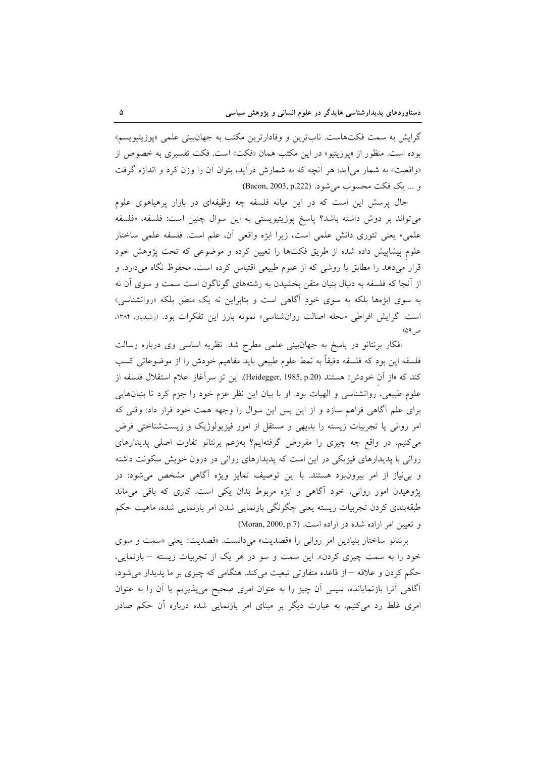گرایش به سمت فکت‌هاست. ناب‌ترین و وفادارترین مکتب به جهان‌بینی علمی «پوزیتیویسم» بوده است. منظور از «پوزیتیو» در این مکتب همان «فکت» است. فکت تفسیری به خصوص از «واقعیت» به شمار می‌آید؛ هر آنچه که به شمارش درآید، بتوان آن را وزن کرد و اندازه گرفت و ... یک فکت محسوب می‌شود. (Bacon, 2003, p.222)

حال پرسش این است که در این میانه فلسفه چه وظیفه‌ای در بازار پرهیاهوی علوم می‌تواند بر دوش داشته باشد؟ پاسخ پوزیتیویستی به این سوال چنین است: فلسفه، «فلسفه علمی» یعنی تئوری دانش علمی است، زیرا ابژه واقعی آن، علم است. فلسفه علمی ساختار علومِ پیشاپیش داده شده از طریق فکت‌ها را تعیین کرده و موضوعی که تحت پژوهش خود قرار می‌دهد را مطابق با روشی که از علوم طبیعی اقتباس کرده است، محفوظ نگاه می‌دارد. و از آنجا که فلسفه به دنبال بنیان متقن بخشیدن به رشته‌های گوناگون است سمت و سوی آن نه به سوی ابژه‌ها بلکه به سوی خودِ آگاهی است و بنابراین نه یک منطق بلکه «روانشناسی» است. گرایش افراطی «نحله اصالت روانشناسی» نمونه بارز این تفکرات بود. (رشیدیان، ۱۳۸۴، ص۵۹)

افکار برنتانو در پاسخ به جهان‌بینی علمی مطرح شد. نظریه اساسی وی درباره رسالت فلسفه این بود که فلسفه دقیقاً به نمط علوم طبیعی باید مفاهیم خودش را از موضوعاتی کسب کند که «از آنِ خودش» هستند (Heidegger, 1985, p.20). این تز سرآغاز اعلام استقلال فلسفه از علوم طبیعی، روانشناسی و الهیات بود. او با بیان این نظر عزم خود را جزم کرد تا بنیان‌هایی برای علم آگاهی فراهم سازد و از این پس این سوال را وجهه همت خود قرار داد: وقتی که امر روانی یا تجربیات زیسته را بدیهی و مستقل از امور فیزیولوژیک و زیست‌شناختی فرض می‌کنیم، در واقع چه چیزی را مفروض گرفته‌ایم؟ به‌زعم برنتانو تفاوت اصلی پدیدارهای روانی با پدیدارهای فیزیکی در این است که پدیدارهای روانی در درون خویش سکونت داشته و بی‌نیاز از امر بیرون‌بود هستند. با این توصیف تمایز ویژه آگاهی مشخص می‌شود: در پژوهیدن امور روانی، خود آگاهی و ابژه مربوط بدان یکی است. کاری که باقی می‌ماند طبقه‌بندی کردن تجربیات زیسته یعنی چگونگی بازنمایی شدن امر بازنمایی شده، ماهیت حکم و تعیین امر اراده شده در اراده است. (Moran, 2000, p.7)

برنتانو ساختار بنیادین امر روانی را «قصدیت» می‌دانست. «قصدیت» یعنی «سمت و سوی خود را به سمت چیزی کردن». این سمت و سو در هر یک از تجربیات زیسته – بازنمایی، حکم کردن و علاقه – از قاعده متفاوتی تبعیت می‌کند. هنگامی که چیزی بر ما پدیدار می‌شود، آگاهی آنرا بازنمایانده، سپس آن چیز را به عنوان امری صحیح می‌پذیریم یا آن را به عنوان امری غلط رد می‌کنیم، به عبارت دیگر بر مبنای امر بازنمایی شده درباره آن حکم صادر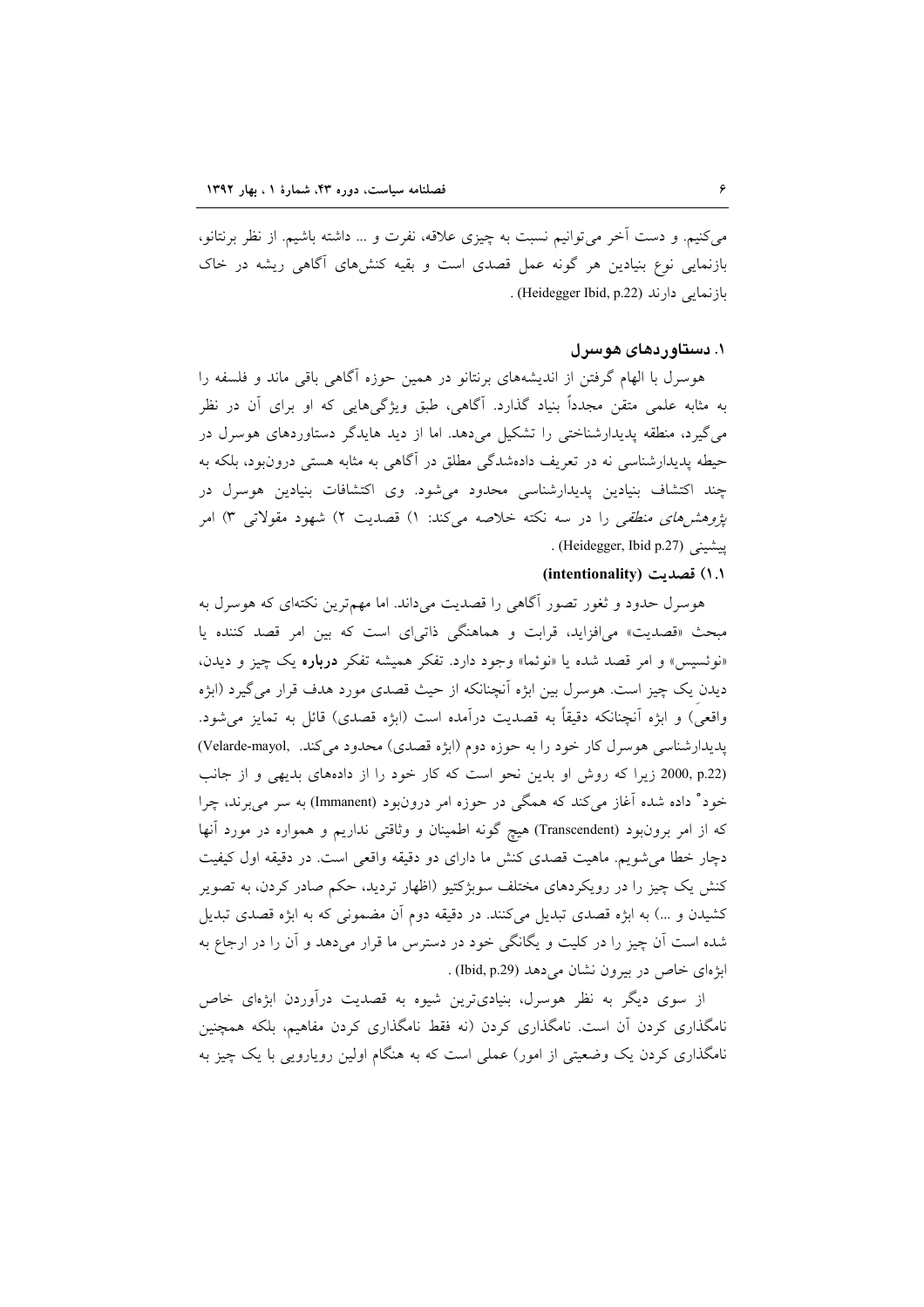می‌کنیم. و دست آخر می‌توانیم نسبت به چیزی علاقه، نفرت و ... داشته باشیم. از نظر برنتانو، بازنمایی نوع بنیادین هر گونه عمل قصدی است و بقیه کنش‌های آگاهی ریشه در خاک بازنمایی دارند (Heidegger Ibid, p.22) .

## ۱. دستاوردهای هوسرل

هوسرل با الهام گرفتن از اندیشه‌های برنتانو در همین حوزه آگاهی باقی ماند و فلسفه را به مثابه علمی متقن مجدداً بنیاد گذارد. آگاهی، طبق ویژگی‌هایی که او برای آن در نظر می‌گیرد، منطقه پدیدارشناختی را تشکیل می‌دهد. اما از دید هایدگر دستاوردهای هوسرل در حیطه پدیدارشناسی نه در تعریف داده‌شدگی مطلق در آگاهی به مثابه هستی درون‌بود، بلکه به چند اکتشاف بنیادین پدیدارشناسی محدود می‌شود. وی اکتشافات بنیادین هوسرل در *پژوهش‌های منطقی* را در سه نکته خلاصه می‌کند: ۱) قصدیت ۲) شهود مقولاتی ۳) امر پیشینی (Heidegger, Ibid p.27) .

### ۱.۱) قصدیت (intentionality)

هوسرل حدود و ثغور تصور آگاهی را قصدیت می‌داند. اما مهم‌ترین نکته‌ای که هوسرل به مبحث «قصدیت» می‌افزاید، قرابت و هماهنگی ذاتی‌ای است که بین امر قصد کننده یا «نوئسیس» و امر قصد شده یا «نوئما» وجود دارد. تفکر همیشه تفکر **درباره** یک چیز و دیدن، دیدنِ یک چیز است. هوسرل بین ابژه آنچنانکه از حیث قصدی مورد هدف قرار می‌گیرد (ابژه واقعی) و ابژه آنچنانکه دقیقاً به قصدیت درآمده است (ابژه قصدی) قائل به تمایز می‌شود. پدیدارشناسی هوسرل کار خود را به حوزه دوم (ابژه قصدی) محدود می‌کند. (Velarde-mayol, 2000, p.22) زیرا که روش او بدین نحو است که کار خود را از داده‌های بدیهی و از جانب خود[°] داده شده آغاز می‌کند که همگی در حوزه امر درون‌بود (Immanent) به سر می‌برند، چرا که از امر برون‌بود (Transcendent) هیچ گونه اطمینان و وثاقتی نداریم و همواره در مورد آنها دچار خطا می‌شویم. ماهیت قصدی کنش ما دارای دو دقیقه واقعی است. در دقیقه اول کیفیت کنش یک چیز را در رویکردهای مختلف سوبژکتیو (اظهار تردید، حکم صادر کردن، به تصویر کشیدن و ...) به ابژه قصدی تبدیل می‌کنند. در دقیقه دوم آن مضمونی که به ابژه قصدی تبدیل شده است آن چیز را در کلیت و یگانگی خود در دسترس ما قرار می‌دهد و آن را در ارجاع به ابژه‌ای خاص در بیرون نشان می‌دهد (Ibid, p.29) .

از سوی دیگر به نظر هوسرل، بنیادی‌ترین شیوه به قصدیت درآوردن ابژه‌ای خاص نامگذاری کردن آن است. نامگذاری کردن (نه فقط نامگذاری کردن مفاهیم، بلکه همچنین نامگذاری کردن یک وضعیتی از امور) عملی است که به هنگام اولین رویارویی با یک چیز به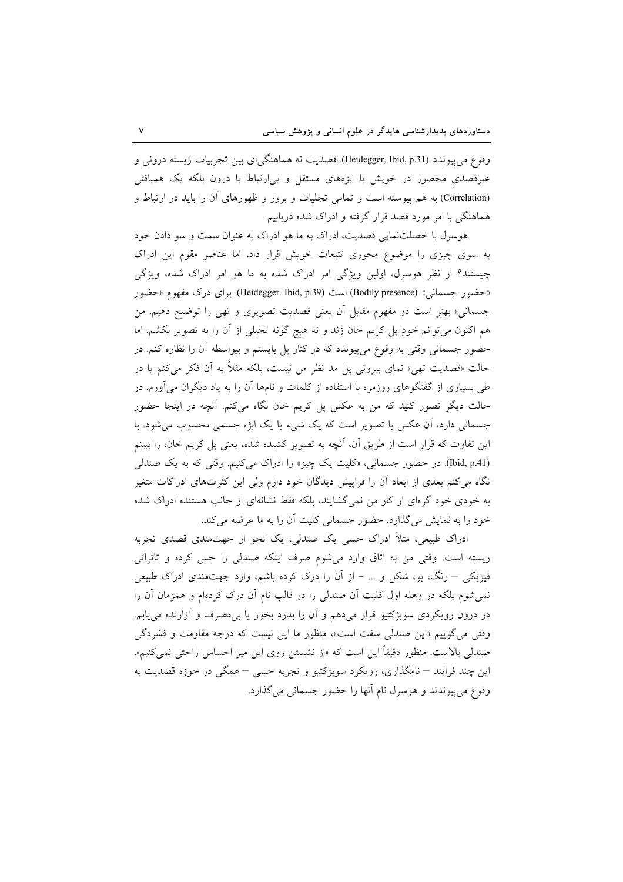وقوع می‌پیوندد (Heidegger, Ibid, p.31). قصدیت نه هماهنگی‌ای بین تجربیات زیسته درونی و غیرقصدیِ محصور در خویش با ابژه‌های مستقل و بی‌ارتباط با درون بلکه یک همبافتی (Correlation) به هم پیوسته است و تمامی تجلیات و بروز و ظهورهای آن را باید در ارتباط و هماهنگی با امر مورد قصد قرار گرفته و ادراک شده دریابیم.

هوسرل با خصلت‌نمایی قصدیت، ادراک به ما هو ادراک به عنوان سمت و سو دادن خود به سوی چیزی را موضوع محوری تتبعات خویش قرار داد. اما عناصر مقوم این ادراک چیستند؟ از نظر هوسرل، اولین ویژگی امر ادراک شده به ما هو امر ادراک شده، ویژگی «حضور جسمانی» (Bodily presence) است (Heidegger. Ibid, p.39). برای درک مفهوم «حضور جسمانی» بهتر است دو مفهوم مقابل آن یعنی قصدیت تصویری و تهی را توضیح دهیم. من هم اکنون می‌توانم خودِ پل کریم خان زند و نه هیچ گونه تخیلی از آن را به تصویر بکشم. اما حضور جسمانی وقتی به وقوع می‌پیوندد که در کنار پل بایستم و بیواسطه آن را نظاره کنم. در حالت «قصدیت تهی» نمای بیرونی پل مد نظر من نیست، بلکه مثلاً به آن فکر می‌کنم یا در طی بسیاری از گفتگوهای روزمره با استفاده از کلمات و نامها آن را به یاد دیگران می‌آورم. در حالت دیگر تصور کنید که من به عکس پل کریم خان نگاه می‌کنم. آنچه در اینجا حضور جسمانی دارد، آن عکس یا تصویر است که یک شیء یا یک ابژه جسمی محسوب می‌شود. با این تفاوت که قرار است از طریق آن، آنچه به تصویر کشیده شده، یعنی پل کریم خان، را ببینم (Ibid, p.41). در حضور جسمانی، «کلیت یک چیز» را ادراک می‌کنیم. وقتی که به یک صندلی نگاه می‌کنم بعدی از ابعاد آن را فراپیش دیدگان خود دارم ولی این کثرت‌های ادراکات متغیر به خودی خود گره‌ای از کار من نمی‌گشایند، بلکه فقط نشانه‌ای از جانب هستنده ادراک شده خود را به نمایش می‌گذارد. حضور جسمانی کلیت آن را به ما عرضه می‌کند.

ادراک طبیعی، مثلاً ادراک حسی یک صندلی، یک نحو از جهت‌مندی قصدی تجربه زیسته است. وقتی من به اتاق وارد می‌شوم صرف اینکه صندلی را حس کرده و تاثراتی فیزیکی – رنگ، بو، شکل و ... – از آن را درک کرده باشم، وارد جهت‌مندی ادراک طبیعی نمی‌شوم بلکه در وهله اول کلیت آن صندلی را در قالب نام آن درک کرده‌ام و همزمان آن را در درون رویکردی سوبژکتیو قرار می‌دهم و آن را بدرد بخور یا بی‌مصرف و آزارنده می‌یابم. وقتی می‌گوییم «این صندلی سفت است»، منظور ما این نیست که درجه مقاومت و فشردگی صندلی بالاست. منظور دقیقاً این است که «از نشستن روی این میز احساس راحتی نمی‌کنیم». این چند فرایند – نامگذاری، رویکرد سوبژکتیو و تجربه حسی – همگی در حوزه قصدیت به وقوع می‌پیوندند و هوسرل نام آنها را حضور جسمانی می‌گذارد.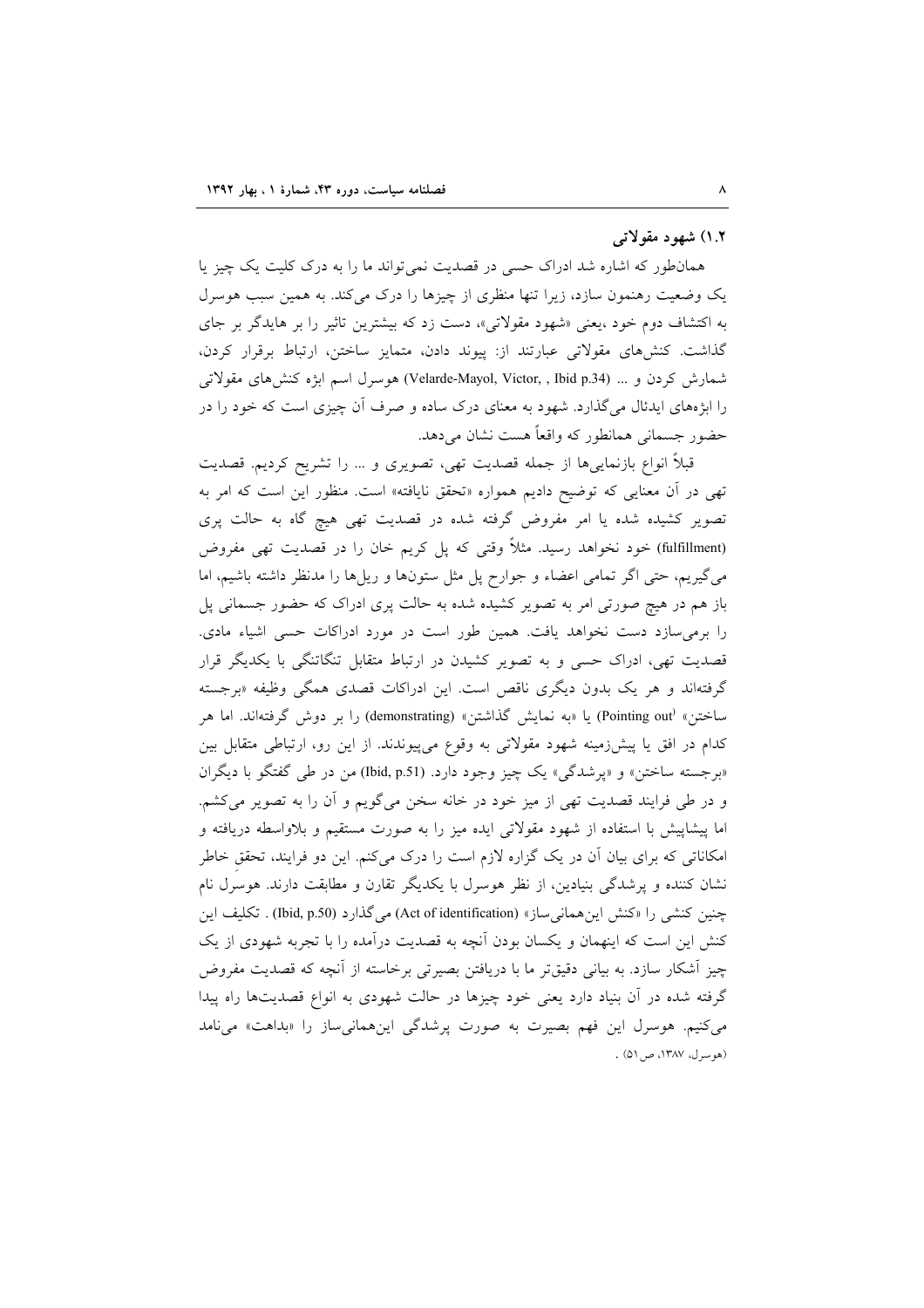## ۱.۲) شهود مقولاتی

همان‌طور که اشاره شد ادراک حسی در قصدیت نمی‌تواند ما را به درک کلیت یک چیز یا یک وضعیت رهنمون سازد، زیرا تنها منظری از چیزها را درک می‌کند. به همین سبب هوسرل به اکتشاف دوم خود ،یعنی «شهود مقولاتی»، دست زد که بیشترین تاثیر را بر هایدگر بر جای گذاشت. کنش‌های مقولاتی عبارتند از: پیوند دادن، متمایز ساختن، ارتباط برقرار کردن، شمارش کردن و ... (Velarde-Mayol, Victor, , Ibid p.34) هوسرل اسم ابژه کنش‌های مقولاتی را ابژه‌های ایدئال می‌گذارد. شهود به معنای درک ساده و صرف آن چیزی است که خود را در حضور جسمانی همانطور که واقعاً هست نشان می‌دهد.

قبلاً انواع بازنمایی‌ها از جمله قصدیت تهی، تصویری و ... را تشریح کردیم. قصدیت تهی در آن معنایی که توضیح دادیم همواره «تحقق نایافته» است. منظور این است که امر به تصویر کشیده شده یا امر مفروض گرفته شده در قصدیت تهی هیچ گاه به حالت پری (fulfillment) خود نخواهد رسید. مثلاً وقتی که پل کریم خان را در قصدیت تهی مفروض می‌گیریم، حتی اگر تمامی اعضاء و جوارح پل مثل ستون‌ها و ریل‌ها را مدنظر داشته باشیم، اما باز هم در هیچ صورتی امر به تصویر کشیده شده به حالت پری ادراک که حضور جسمانی پل را برمی‌سازد دست نخواهد یافت. همین طور است در مورد ادراکات حسی اشیاء مادی. قصدیت تهی، ادراک حسی و به تصویر کشیدن در ارتباط متقابل تنگاتنگی با یکدیگر قرار گرفته‌اند و هر یک بدون دیگری ناقص است. این ادراکات قصدی همگی وظیفه «برجسته ساختن» (Pointing out[1]) یا «به نمایش گذاشتن» (demonstrating) را بر دوش گرفته‌اند. اما هر کدام در افق یا پیش‌زمینه شهود مقولاتی به وقوع می‌پیوندند. از این رو، ارتباطی متقابل بین «برجسته ساختن» و «پرشدگی» یک چیز وجود دارد. (Ibid, p.51) من در طی گفتگو با دیگران و در طی فرایند قصدیت تهی از میز خود در خانه سخن می‌گویم و آن را به تصویر می‌کشم. اما پیشاپیش با استفاده از شهود مقولاتی ایده میز را به صورت مستقیم و بلاواسطه دریافته و امکاناتی که برای بیان آن در یک گزاره لازم است را درک می‌کنم. این دو فرایند، تحقق خاطر نشان کننده و پرشدگی بنیادین، از نظر هوسرل با یکدیگر تقارن و مطابقت دارند. هوسرل نام چنین کنشی را «کنش این‌همانی‌ساز» (Act of identification) می‌گذارد (Ibid, p.50) . تکلیف این کنش این است که اینهمان و یکسان بودن آنچه به قصدیت درآمده را با تجربه شهودی از یک چیز آشکار سازد. به بیانی دقیق‌تر ما با دریافتن بصیرتی برخاسته از آنچه که قصدیت مفروض گرفته شده در آن بنیاد دارد یعنی خود چیزها در حالت شهودی به انواع قصدیت‌ها راه پیدا می‌کنیم. هوسرل این فهم بصیرت به صورت پرشدگی این‌همانی‌ساز را «بداهت» می‌نامد (هوسرل، ۱۳۸۷، ص ۵۱) .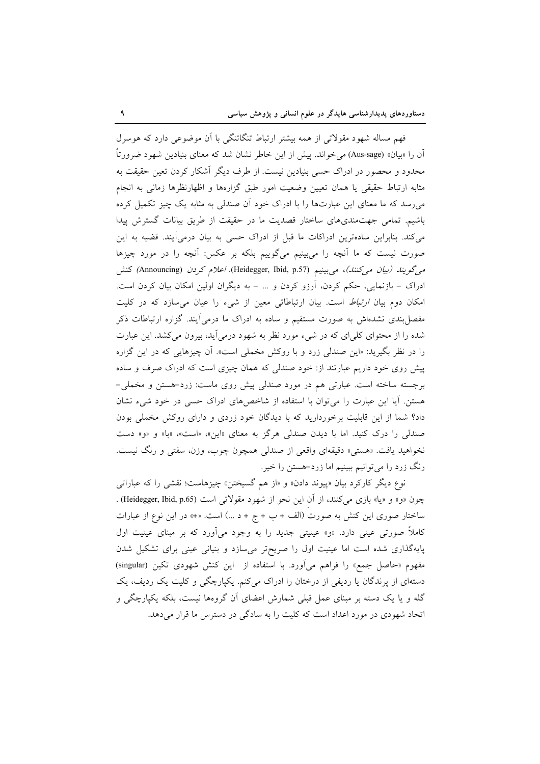فهم مساله شهود مقولاتی از همه بیشتر ارتباط تنگاتنگی با آن موضوعی دارد که هوسرل آن را «بیان» (Aus-sage) می‌خواند. پیش از این خاطر نشان شد که معنای بنیادین شهود ضرورتاً محدود و محصور در ادراک حسی بنیادین نیست. از طرف دیگر آشکار کردن تعین حقیقت به مثابه ارتباط حقیقی یا همان تعیین وضعیت امور طبق گزاره‌ها و اظهارنظرها زمانی به انجام می‌رسد که ما معنای این عبارت‌ها را با ادراک خود آن صندلی به مثابه یک چیز تکمیل کرده باشیم. تمامی جهت‌مندی‌های ساختار قصدیت ما در حقیقت از طریق بیانات گسترش پیدا می‌کند. بنابراین ساده‌ترین ادراکات ما قبل از ادراک حسی به بیان درمی‌آیند. قضیه به این صورت نیست که ما آنچه را می‌بینیم می‌گوییم بلکه بر عکس: آنچه را در مورد چیزها *می‌گویند (بیان می‌کنند)*، می‌بینیم (Heidegger, Ibid, p.57). *اعلام کردن* (Announcing) کنش ادراک – بازنمایی، حکم کردن، آرزو کردن و ... – به دیگران اولین امکان بیان کردن است. امکان دوم بیان *ارتباط* است. بیان ارتباطاتی معین از شیء را عیان می‌سازد که در کلیت مفصل‌بندی نشده‌اش به صورت مستقیم و ساده به ادراک ما درمی‌آیند. گزاره ارتباطات ذکر شده را از محتوای کلی‌ای که در شیء مورد نظر به شهود درمی‌آید، بیرون می‌کشد. این عبارت را در نظر بگیرید: «این صندلی زرد و با روکش مخملی است». آن چیزهایی که در این گزاره پیش روی خود داریم عبارتند از: خود صندلی که همان چیزی است که ادراک صرف و ساده برجسته ساخته است. عبارتی هم در مورد صندلی پیش روی ماست: زرد–هستن و مخملی–هستن. آیا این عبارت را می‌توان با استفاده از شاخص‌های ادراک حسی در خود شیء نشان داد؟ شما از این قابلیت برخوردارید که با دیدگان خود زردی و دارای روکش مخملی بودن صندلی را درک کنید. اما با دیدن صندلی هرگز به معنای «این»، «است»، «با» و «و» دست نخواهید یافت. «هستی» دقیقه‌ای واقعی از صندلی همچون چوب، وزن، سفتی و رنگ نیست. رنگ زرد را می‌توانیم ببینیم اما زرد–هستن را خیر.

نوع دیگر کارکرد بیان «پیوند دادن» و «از هم گسیختن» چیزهاست؛ نقشی را که عباراتی چون «و» و «یا» بازی می‌کنند، از آنِ این نحو از شهود مقولاتی است (Heidegger, Ibid, p.65). ساختار صوری این کنش به صورتِ (الف + ب + ج + د ...) است. «+» در این نوع از عبارات کاملاً صورتی عینی دارد. «و» عینیتی جدید را به وجود می‌آورد که بر مبنای عینیت اول پایه‌گذاری شده است اما عینیت اول را صریح‌تر می‌سازد و بنیانی عینی برای تشکیل شدن مفهوم «حاصل جمع» را فراهم می‌آورد. با استفاده از این کنش شهودی تکین (singular) دسته‌ای از پرندگان یا ردیفی از درختان را ادراک می‌کنم. یکپارچگی و کلیت یک ردیف، یک گله و یا یک دسته بر مبنای عمل قبلی شمارش اعضای آن گروه‌ها نیست، بلکه یکپارچگی و اتحاد شهودی در مورد اعداد است که کلیت را به سادگی در دسترس ما قرار می‌دهد.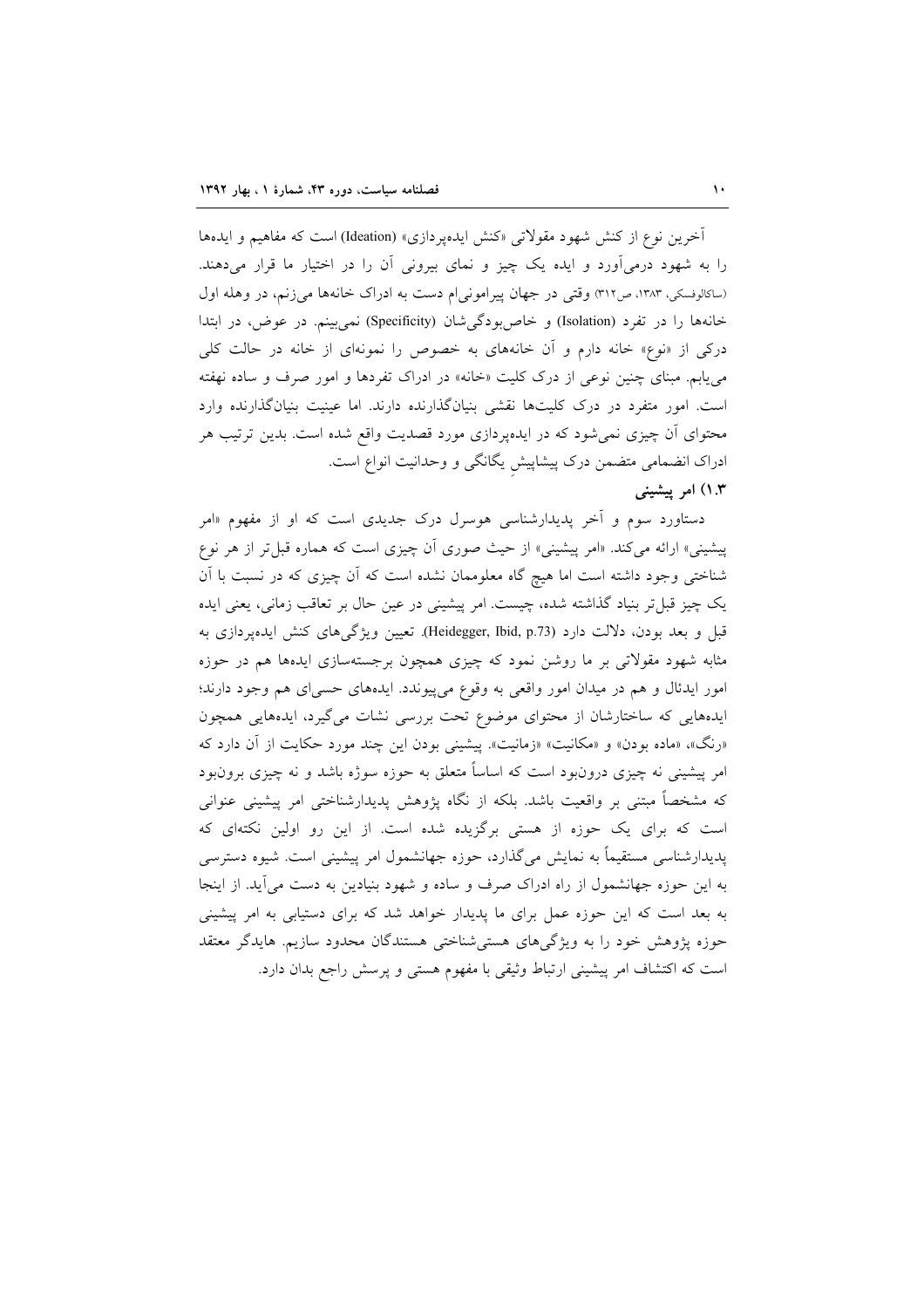آخرین نوع از کنش شهود مقولاتی «کنش ایده‌پردازی» (Ideation) است که مفاهیم و ایده‌ها را به شهود درمی‌آورد و ایده یک چیز و نمای بیرونی آن را در اختیار ما قرار می‌دهند. (ساکالوفسکی، ۱۳۸۳، ص۳۱۲) وقتی در جهان پیرامونی‌ام دست به ادراک خانه‌ها می‌زنم، در وهله اول خانه‌ها را در تفرد (Isolation) و خاص‌بودگی‌شان (Specificity) نمی‌بینم. در عوض، در ابتدا درکی از «نوع» خانه دارم و آن خانه‌های به خصوص را نمونه‌ای از خانه در حالت کلی می‌یابم. مبنای چنین نوعی از درک کلیت «خانه» در ادراک تفردها و امور صرف و ساده نهفته است. امور متفرد در درک کلیت‌ها نقشی بنیان‌گذارنده دارند. اما عینیت بنیان‌گذارنده وارد محتوای آن چیزی نمی‌شود که در ایده‌پردازی مورد قصدیت واقع شده است. بدین ترتیب هر ادراک انضمامی متضمن درک پیشاپیشِ یگانگی و وحدانیت انواع است.

### ۱.۳) امر پیشینی

دستاورد سوم و آخر پدیدارشناسی هوسرل درک جدیدی است که او از مفهوم «امر پیشینی» ارائه می‌کند. «امر پیشینی» از حیث صوری آن چیزی است که همواره قبل‌تر از هر نوع شناختی وجود داشته است اما هیچ گاه معلوممان نشده است که آن چیزی که در نسبت با آن یک چیز قبل‌تر بنیاد گذاشته شده، چیست. امر پیشینی در عین حال بر تعاقب زمانی، یعنی ایده قبل و بعد بودن، دلالت دارد (Heidegger, Ibid, p.73). تعیین ویژگی‌های کنش ایده‌پردازی به مثابه شهود مقولاتی بر ما روشن نمود که چیزی همچون برجسته‌سازی ایده‌ها هم در حوزه امور ایدئال و هم در میدان امور واقعی به وقوع می‌پیوندد. ایده‌های حسی‌ای هم وجود دارند؛ ایده‌هایی که ساختارشان از محتوای موضوع تحت بررسی نشات می‌گیرد، ایده‌هایی همچون «رنگ»، «ماده بودن» و «مکانیت» «زمانیت». پیشینی بودن این چند مورد حکایت از آن دارد که امر پیشینی نه چیزی درون‌بود است که اساساً متعلق به حوزه سوژه باشد و نه چیزی برون‌بود که مشخصاً مبتنی بر واقعیت باشد. بلکه از نگاه پژوهش پدیدارشناختی امر پیشینی عنوانی است که برای یک حوزه از هستی برگزیده شده است. از این رو اولین نکته‌ای که پدیدارشناسی مستقیماً به نمایش می‌گذارد، حوزه جهانشمول امر پیشینی است. شیوه دسترسی به این حوزه جهانشمول از راه ادراک صرف و ساده و شهود بنیادین به دست می‌آید. از اینجا به بعد است که این حوزه عمل برای ما پدیدار خواهد شد که برای دستیابی به امر پیشینی حوزه پژوهش خود را به ویژگی‌های هستی‌شناختی هستندگان محدود سازیم. هایدگر معتقد است که اکتشاف امر پیشینی ارتباط وثیقی با مفهوم هستی و پرسش راجع بدان دارد.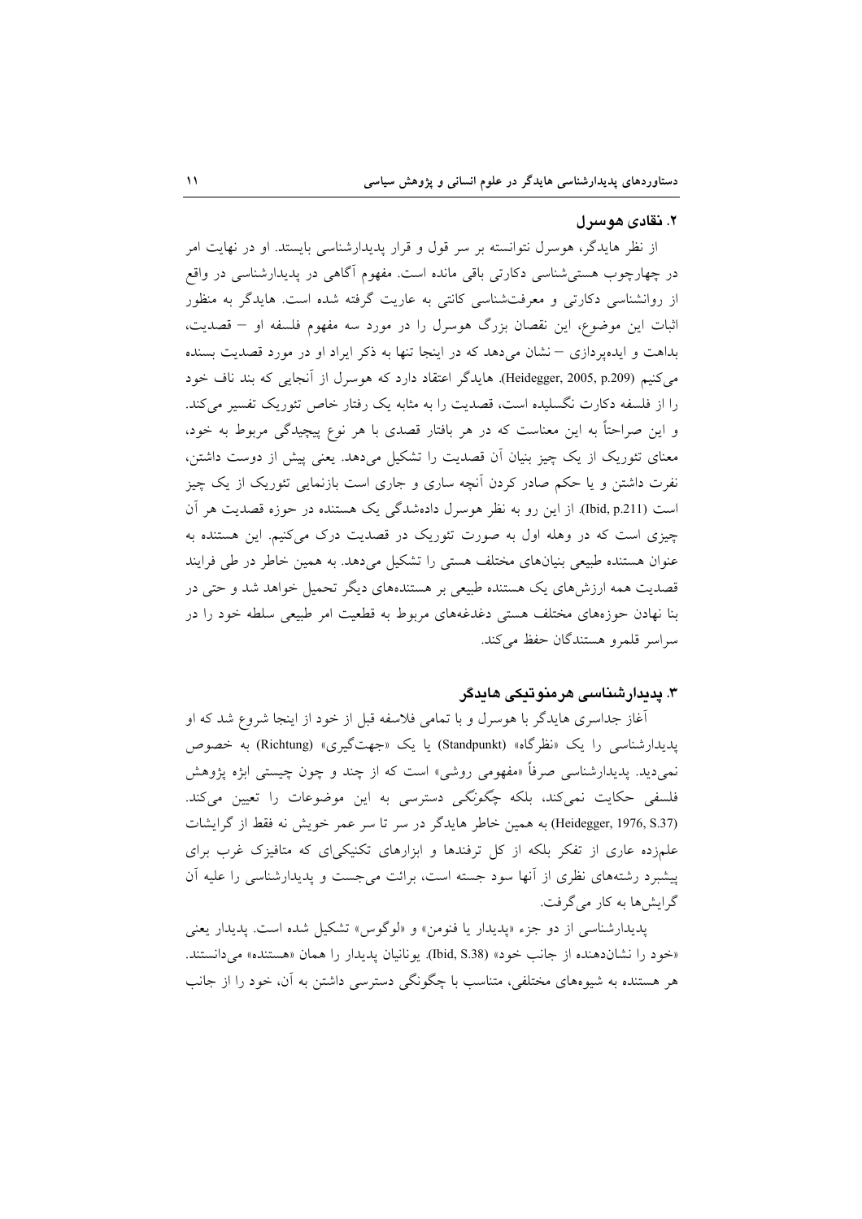## ۲. نقادی هوسرل

از نظر هایدگر، هوسرل نتوانسته بر سر قول و قرار پدیدارشناسی بایستد. او در نهایت امر در چهارچوب هستی‌شناسی دکارتی باقی مانده است. مفهوم آگاهی در پدیدارشناسی در واقع از روانشناسی دکارتی و معرفت‌شناسی کانتی به عاریت گرفته شده است. هایدگر به منظور اثبات این موضوع، این نقصان بزرگ هوسرل را در مورد سه مفهوم فلسفه او – قصدیت، بداهت و ایده‌پردازی – نشان می‌دهد که در اینجا تنها به ذکر ایراد او در مورد قصدیت بسنده می‌کنیم (Heidegger, 2005, p.209). هایدگر اعتقاد دارد که هوسرل از آنجایی که بند ناف خود را از فلسفه دکارت نگسلیده است، قصدیت را به مثابه یک رفتار خاص تئوریک تفسیر می‌کند. و این صراحتاً به این معناست که در هر بافتار قصدی با هر نوع پیچیدگی مربوط به خود، معنای تئوریک از یک چیز بنیان آن قصدیت را تشکیل می‌دهد. یعنی پیش از دوست داشتن، نفرت داشتن و یا حکم صادر کردن آنچه ساری و جاری است بازنمایی تئوریک از یک چیز است (Ibid, p.211). از این رو به نظر هوسرل داده‌شدگی یک هستنده در حوزه قصدیت هر آن چیزی است که در وهله اول به صورت تئوریک در قصدیت درک می‌کنیم. این هستنده به عنوان هستنده طبیعی بنیان‌های مختلف هستی را تشکیل می‌دهد. به همین خاطر در طی فرایند قصدیت همه ارزش‌های یک هستنده طبیعی بر هستنده‌های دیگر تحمیل خواهد شد و حتی در بنا نهادن حوزه‌های مختلف هستی دغدغه‌های مربوط به قطعیت امر طبیعی سلطه خود را در سراسر قلمرو هستندگان حفظ می‌کند.

## ۳. پدیدارشناسی هرمنوتیکی هایدگر

آغاز جداسری هایدگر با هوسرل و با تمامی فلاسفه قبل از خود از اینجا شروع شد که او پدیدارشناسی را یک «نظرگاه» (Standpunkt) یا یک «جهت‌گیری» (Richtung) به خصوص نمی‌دید. پدیدارشناسی صرفاً «مفهومی روشی» است که از چند و چون چیستی ابژه پژوهش فلسفی حکایت نمی‌کند، بلکه چگونگی دسترسی به این موضوعات را تعیین می‌کند. (Heidegger, 1976, S.37) به همین خاطر هایدگر در سر تا سر عمر خویش نه فقط از گرایشات علم‌زده عاری از تفکر بلکه از کل ترفندها و ابزارهای تکنیکی‌ای که متافیزک غرب برای پیشبرد رشته‌های نظری از آنها سود جسته است، برائت می‌جست و پدیدارشناسی را علیه آن گرایش‌ها به کار می‌گرفت.

پدیدارشناسی از دو جزء «پدیدار یا فنومن» و «لوگوس» تشکیل شده است. پدیدار یعنی «خود را نشان‌دهنده از جانب خود» (Ibid, S.38). یونانیان پدیدار را همان «هستنده» می‌دانستند. هر هستنده به شیوه‌های مختلفی، متناسب با چگونگی دسترسی داشتن به آن، خود را از جانب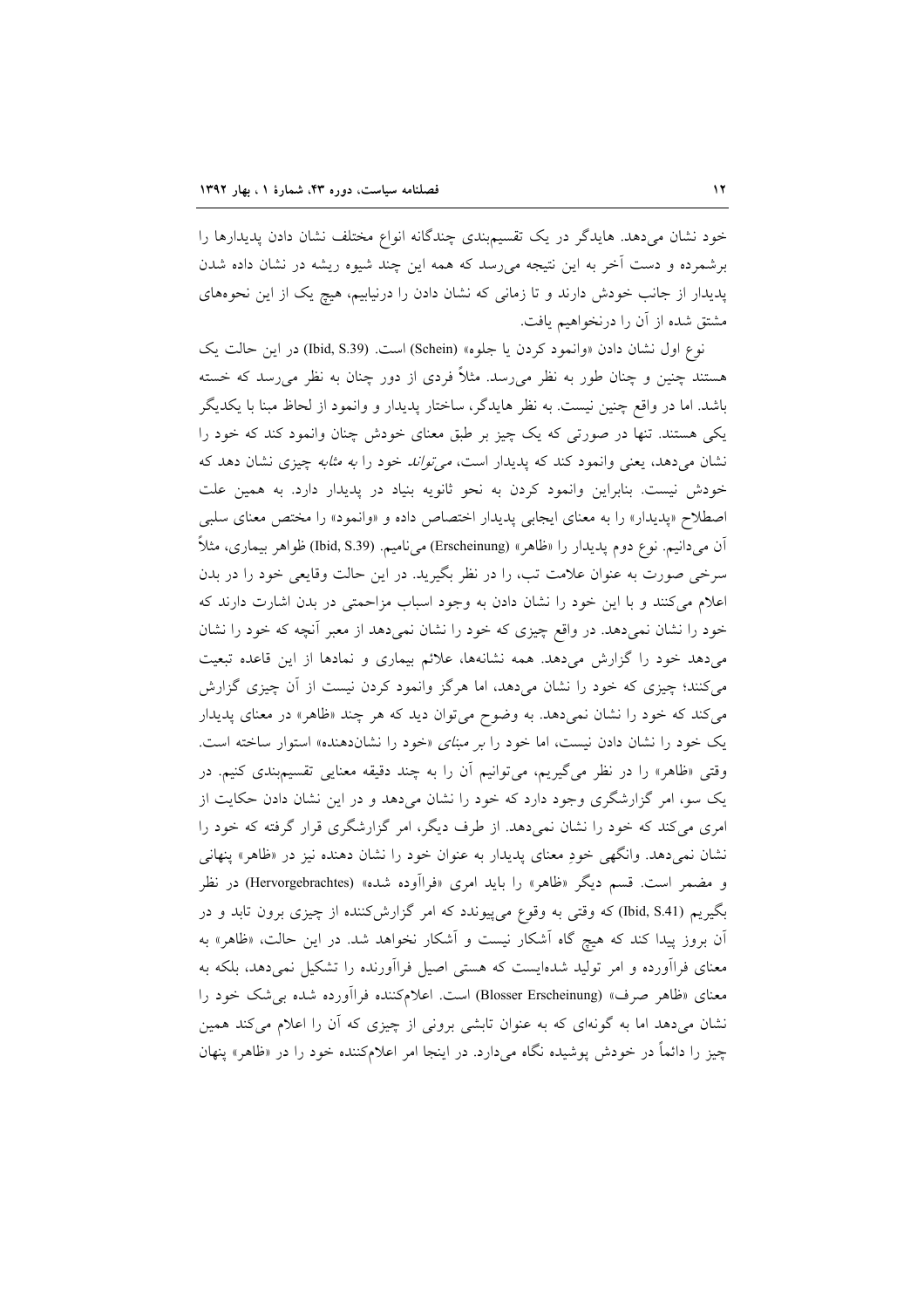خود نشان می‌دهد. هایدگر در یک تقسیم‌بندی چندگانه انواع مختلف نشان دادن پدیدارها را برشمرده و دست آخر به این نتیجه می‌رسد که همه این چند شیوه ریشه در نشان داده شدن پدیدار از جانب خودش دارند و تا زمانی که نشان دادن را درنیابیم، هیچ یک از این نحوه‌های مشتق شده از آن را درنخواهیم یافت.

نوع اول نشان دادن «وانمود کردن یا جلوه» (Schein) است. (Ibid, S.39) در این حالت یک هستند چنین و چنان طور به نظر می‌رسد. مثلاً فردی از دور چنان به نظر می‌رسد که خسته باشد. اما در واقع چنین نیست. به نظر هایدگر، ساختار پدیدار و وانمود از لحاظ مبنا با یکدیگر یکی هستند. تنها در صورتی که یک چیز بر طبق معنای خودش چنان وانمود کند که خود را نشان می‌دهد، یعنی وانمود کند که پدیدار است، *می‌تواند* خود را *به مثابه* چیزی نشان دهد که خودش نیست. بنابراین وانمود کردن به نحو ثانویه بنیاد در پدیدار دارد. به همین علت اصطلاح «پدیدار» را به معنای ایجابی پدیدار اختصاص داده و «وانمود» را مختص معنای سلبی آن می‌دانیم. نوع دوم پدیدار را «ظاهر» (Erscheinung) می‌نامیم. (Ibid, S.39) ظواهر بیماری، مثلاً سرخی صورت به عنوان علامت تب، را در نظر بگیرید. در این حالت وقایعی خود را در بدن اعلام می‌کنند و با این خود را نشان دادن به وجود اسباب مزاحمتی در بدن اشارت دارند که خود را نشان نمی‌دهد. در واقع چیزی که خود را نشان می‌دهد از معبر آنچه که خود را نشان می‌دهد خود را گزارش می‌دهد. همه نشانه‌ها، علائم بیماری و نمادها از این قاعده تبعیت می‌کنند؛ چیزی که خود را نشان می‌دهد، اما هرگز وانمود کردن نیست از آن چیزی گزارش می‌کند که خود را نشان نمی‌دهد. به وضوح می‌توان دید که هر چند «ظاهر» در معنای پدیدار یک خود را نشان دادن نیست، اما خود را *بر مبنای* «خود را نشان‌دهنده» استوار ساخته است. وقتی «ظاهر» را در نظر می‌گیریم، می‌توانیم آن را به چند دقیقه معنایی تقسیم‌بندی کنیم. در یک سو، امر گزارشگری وجود دارد که خود را نشان می‌دهد و در این نشان دادن حکایت از امری می‌کند که خود را نشان نمی‌دهد. از طرف دیگر، امر گزارشگری قرار گرفته که خود را نشان نمی‌دهد. وانگهی خودِ معنای پدیدار به عنوان خود را نشان دهنده نیز در «ظاهر» پنهانی و مضمر است. قسم دیگر «ظاهر» را باید امری «فراآوده شده» (Hervorgebrachtes) در نظر بگیریم (Ibid, S.41) که وقتی به وقوع می‌پیوندد که امر گزارش‌کننده از چیزی برون تابد و در آن بروز پیدا کند که هیچ گاه آشکار نیست و آشکار نخواهد شد. در این حالت، «ظاهر» به معنای فراآورده و امر تولید شده‌ایست که هستی اصیل فراآورنده را تشکیل نمی‌دهد، بلکه به معنای «ظاهر صرف» (Blosser Erscheinung) است. اعلام‌کننده فراآورده شده بی‌شک خود را نشان می‌دهد اما به گونه‌ای که به عنوان تابشی برونی از چیزی که آن را اعلام می‌کند همین چیز را دائماً در خودش پوشیده نگاه می‌دارد. در اینجا امر اعلام‌کننده خود را در «ظاهر» پنهان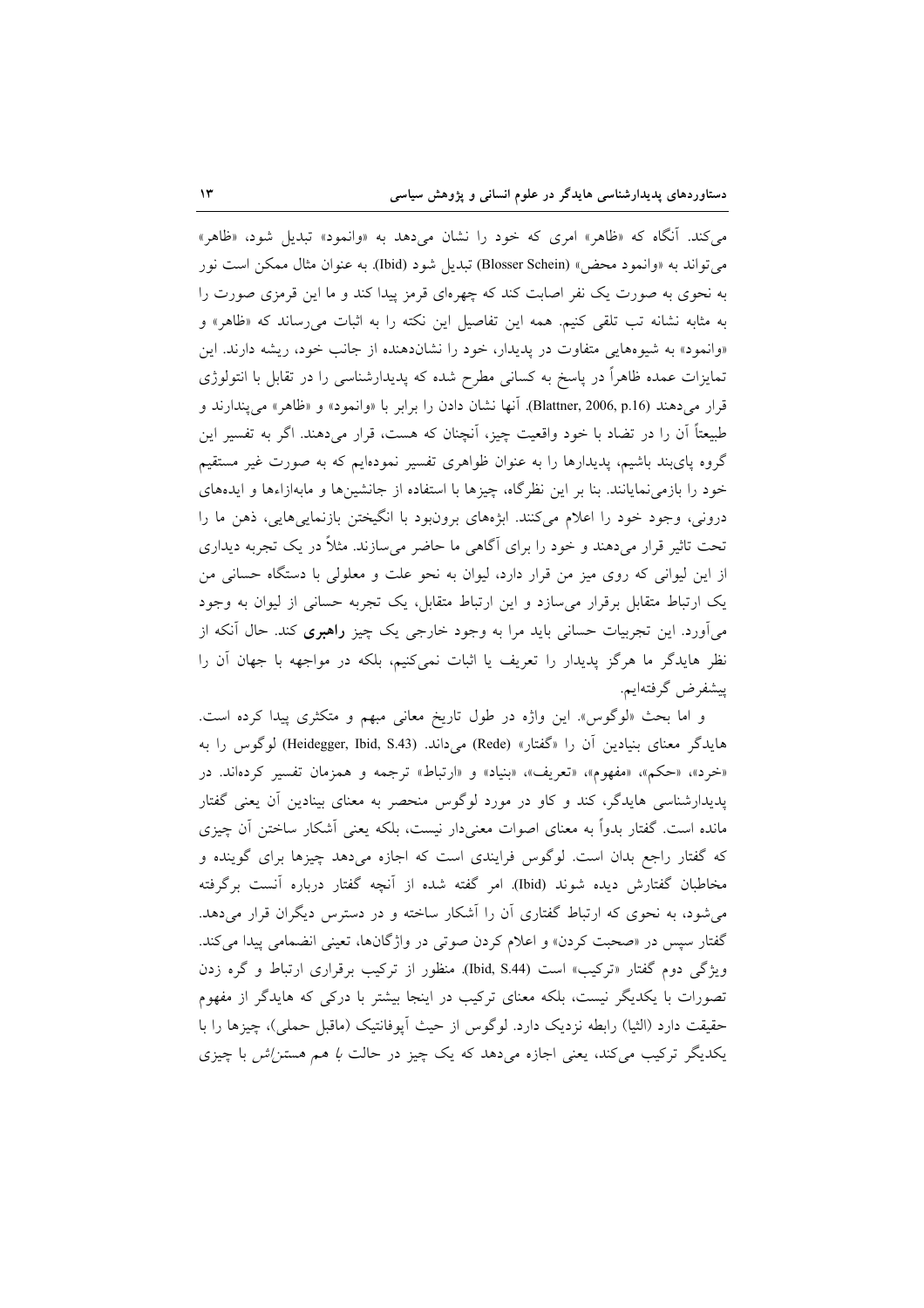می‌کند. آنگاه که «ظاهر» امری که خود را نشان می‌دهد به «وانمود» تبدیل شود، «ظاهر» می‌تواند به «وانمود محض» (Blosser Schein) تبدیل شود (Ibid). به عنوان مثال ممکن است نور به نحوی به صورت یک نفر اصابت کند که چهره‌ای قرمز پیدا کند و ما این قرمزی صورت را به مثابه نشانه تب تلقی کنیم. همه این تفاصیل این نکته را به اثبات می‌رساند که «ظاهر» و «وانمود» به شیوه‌هایی متفاوت در پدیدار، خود را نشان‌دهنده از جانب خود، ریشه دارند. این تمایزات عمده ظاهراً در پاسخ به کسانی مطرح شده که پدیدارشناسی را در تقابل با انتولوژی قرار می‌دهند (Blattner, 2006, p.16). آنها نشان دادن را برابر با «وانمود» و «ظاهر» می‌پندارند و طبیعتاً آن را در تضاد با خود واقعیت چیز، آنچنان که هست، قرار می‌دهند. اگر به تفسیر این گروه پای‌بند باشیم، پدیدارها را به عنوان ظواهری تفسیر نموده‌ایم که به صورت غیر مستقیم خود را بازمی‌نمایانند. بنا بر این نظرگاه، چیزها با استفاده از جانشین‌ها و مابه‌ازاءها و ایده‌های درونی، وجود خود را اعلام می‌کنند. ابژه‌های برون‌بود با انگیختن بازنمایی‌هایی، ذهن ما را تحت تاثیر قرار می‌دهند و خود را برای آگاهی ما حاضر می‌سازند. مثلاً در یک تجربه دیداری از این لیوانی که روی میز من قرار دارد، لیوان به نحو علت و معلولی با دستگاه حسانی من یک ارتباط متقابل برقرار می‌سازد و این ارتباط متقابل، یک تجربه حسانی از لیوان به وجود می‌آورد. این تجربیات حسانی باید مرا به وجود خارجی یک چیز **راهبری** کند. حال آنکه از نظر هایدگر ما هرگز پدیدار را تعریف یا اثبات نمی‌کنیم، بلکه در مواجهه با جهان آن را پیشفرض گرفته‌ایم.

و اما بحث «لوگوس». این واژه در طول تاریخ معانی مبهم و متکثری پیدا کرده است. هایدگر معنای بنیادین آن را «گفتار» (Rede) می‌داند. (Heidegger, Ibid, S.43) لوگوس را به «خرد»، «حکم»، «مفهوم»، «تعریف»، «بنیاد» و «ارتباط» ترجمه و همزمان تفسیر کرده‌اند. در پدیدارشناسی هایدگر، کند و کاو در مورد لوگوس منحصر به معنای بینادین آن یعنی گفتار مانده است. گفتار بدواً به معنای اصوات معنی‌دار نیست، بلکه یعنی آشکار ساختن آن چیزی که گفتار راجع بدان است. لوگوس فرایندی است که اجازه می‌دهد چیزها برای گوینده و مخاطبان گفتارش دیده شوند (Ibid). امر گفته شده از آنچه گفتار درباره آنست برگرفته می‌شود، به نحوی که ارتباط گفتاری آن را آشکار ساخته و در دسترس دیگران قرار می‌دهد. گفتار سپس در «صحبت کردن» و اعلام کردن صوتی در واژگان‌ها، تعینی انضمامی پیدا می‌کند. ویژگی دوم گفتار «ترکیب» است (Ibid, S.44). منظور از ترکیب برقراری ارتباط و گره زدن تصورات با یکدیگر نیست، بلکه معنای ترکیب در اینجا بیشتر با درکی که هایدگر از مفهوم حقیقت دارد (الثیا) رابطه نزدیک دارد. لوگوس از حیث آپوفانتیک (ماقبل حملی)، چیزها را با یکدیگر ترکیب می‌کند، یعنی اجازه می‌دهد که یک چیز در حالت *با هم هستن‌اش* با چیزی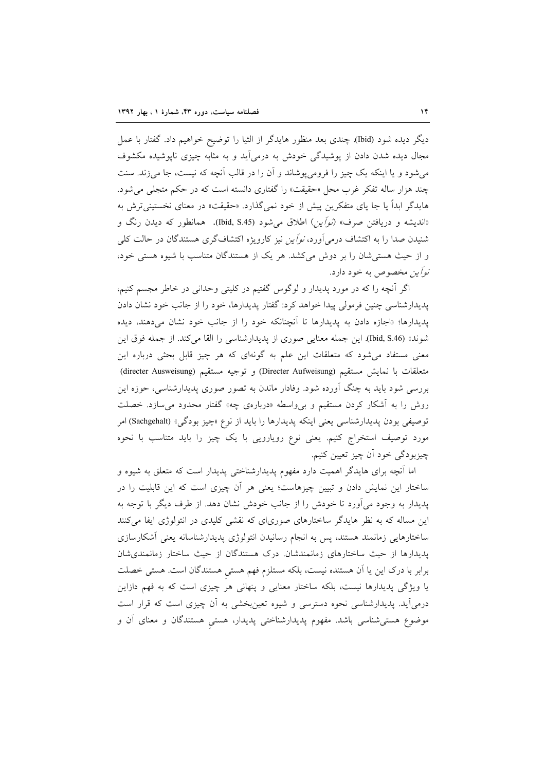دیگر دیده شود (Ibid). چندی بعد منظور هایدگر از الثیا را توضیح خواهیم داد. گفتار با عمل مجال دیده شدن دادن از پوشیدگی خودش به درمی‌آید و به مثابه چیزی ناپوشیده مکشوف می‌شود و یا اینکه یک چیز را فرومی‌پوشاند و آن را در قالب آنچه که نیست، جا می‌زند. سنت چند هزار ساله تفکر غرب محل «حقیقت» را گفتاری دانسته است که در حکم متجلی می‌شود. هایدگر ابداً پا جا پای متفکرین پیش از خود نمی‌گذارد. «حقیقت» در معنای نخستینی‌ترش به «اندیشه و دریافتن صرف» (*نوآین*) اطلاق می‌شود (Ibid, S.45). همانطور که دیدن رنگ و شنیدن صدا را به اکتشاف درمی‌آورد، *نوآین* نیز کارویژه اکتشاف‌گری هستندگان در حالت کلی و از حیث هستی‌شان را بر دوش می‌کشد. هر یک از هستندگان متناسب با شیوه هستی خود، *نوآین* مخصوص به خود دارد.

اگر آنچه را که در مورد پدیدار و لوگوس گفتیم در کلیتی وحدانی در خاطر مجسم کنیم، پدیدارشناسی چنین فرمولی پیدا خواهد کرد: گفتار پدیدارها، خود را از جانب خود نشان دادن پدیدارها؛ «اجازه دادن به پدیدارها تا آنچنانکه خود را از جانب خود نشان می‌دهند، دیده شوند» (Ibid, S.46). این جمله معنایی صوری از پدیدارشناسی را القا می‌کند. از جمله فوق این معنی مستفاد می‌شود که متعلقات این علم به گونه‌ای که هر چیز قابل بحثی درباره این متعلقات با نمایش مستقیم (Directer Aufweisung) و توجیه مستقیم (directer Ausweisung) بررسی شود باید به چنگ آورده شود. وفادار ماندن به تصور صوری پدیدارشناسی، حوزه این روش را به آشکار کردن مستقیم و بی‌واسطه «درباره‌ی چه» گفتار محدود می‌سازد. خصلت توصیفی بودن پدیدارشناسی یعنی اینکه پدیدارها را باید از نوع «چیز بودگی» (Sachgehalt) امر مورد توصیف استخراج کنیم. یعنی نوع رویارویی با یک چیز را باید متناسب با نحوه چیزبودگی خود آن چیز تعیین کنیم.

اما آنچه برای هایدگر اهمیت دارد مفهوم پدیدارشناختی پدیدار است که متعلق به شیوه و ساختار این نمایش دادن و تبیین چیزهاست؛ یعنی هر آن چیزی است که این قابلیت را در پدیدار به وجود می‌آورد تا خودش را از جانب خودش نشان دهد. از طرف دیگر با توجه به این مساله که به نظر هایدگر ساختارهای صوری‌ای که نقشی کلیدی در انتولوژی ایفا می‌کنند ساختارهایی زمانمند هستند، پس به انجام رساندن انتولوژی پدیدارشناسانه یعنی آشکارسازی پدیدارها از حیث ساختارهای زمانمندشان. درک هستندگان از حیث ساختار زمانمندی‌شان برابر با درک این یا آن هستنده نیست، بلکه مستلزم فهم هستیِ هستندگان است. هستی خصلت یا ویژگی پدیدارها نیست، بلکه ساختار معنایی و پنهانی هر چیزی است که به فهم دازاین درمی‌آید. پدیدارشناسی نحوه دسترسی و شیوه تعین‌بخشی به آن چیزی است که قرار است موضوع هستی‌شناسی باشد. مفهوم پدیدارشناختی پدیدار، هستیِ هستندگان و معنای آن و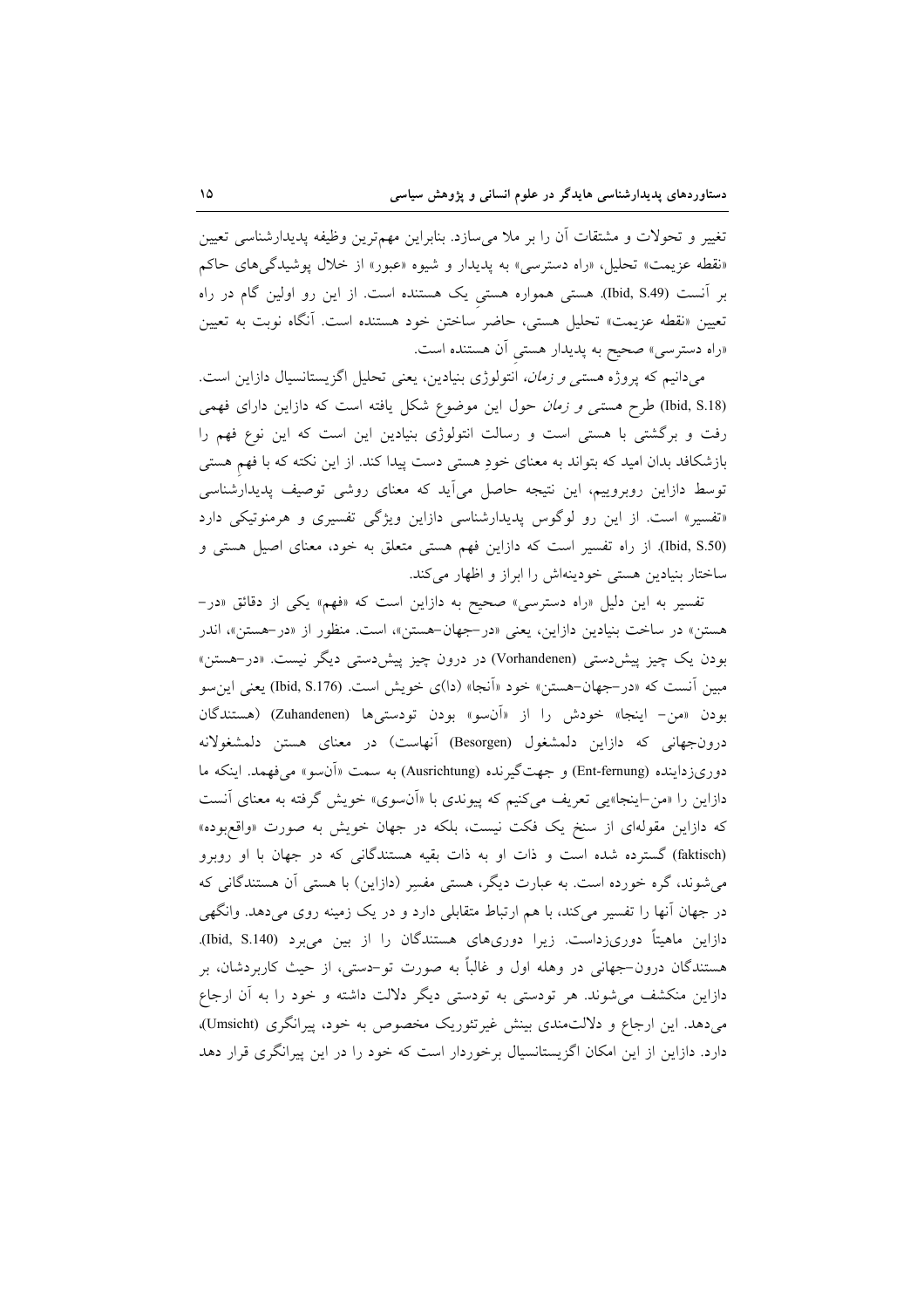تغییر و تحولات و مشتقات آن را بر ملا می‌سازد. بنابراین مهم‌ترین وظیفه پدیدارشناسی تعیین «نقطه عزیمت» تحلیل، «راه دسترسی» به پدیدار و شیوه «عبور» از خلال پوشیدگی‌های حاکم بر آنست (Ibid, S.49). هستی همواره هستیِ یک هستنده است. از این رو اولین گام در راه تعیین «نقطه عزیمت» تحلیل هستی، حاضر ساختن خود هستنده است. آنگاه نوبت به تعیین «راه دسترسی» صحیح به پدیدار هستیِ آن هستنده است.

می‌دانیم که پروژه *هستی و زمان*، انتولوژی بنیادین، یعنی تحلیل اگزیستانسیال دازاین است. (Ibid, S.18) طرح *هستی و زمان* حول این موضوع شکل یافته است که دازاین دارای فهمی رفت و برگشتی با هستی است و رسالت انتولوژی بنیادین این است که این نوع فهم را بازشکافد بدان امید که بتواند به معنای خودِ هستی دست پیدا کند. از این نکته که با فهمِ هستی توسط دازاین روبروییم، این نتیجه حاصل می‌آید که معنای روشی توصیف پدیدارشناسی «تفسیر» است. از این رو لوگوس پدیدارشناسی دازاین ویژگی تفسیری و هرمنوتیکی دارد (Ibid, S.50). از راه تفسیر است که دازاین فهم هستی متعلق به خود، معنای اصیل هستی و ساختار بنیادین هستی خودینه‌اش را ابراز و اظهار می‌کند.

تفسیر به این دلیل «راه دسترسی» صحیح به دازاین است که «فهم» یکی از دقائق «در-هستن» در ساخت بنیادین دازاین، یعنی «در-جهان-هستن»، است. منظور از «در-هستن»، اندر بودن یک چیز پیش‌دستی (Vorhandenen) در درون چیز پیش‌دستی دیگر نیست. «در-هستن» مبین آنست که «در-جهان-هستن» خود «آنجا» (دا)ی خویش است. (Ibid, S.176) یعنی این‌سو بودن «من- اینجا» خودش را از «آن‌سو» بودن تودستی‌ها (Zuhandenen) (هستندگان درون‌جهانی که دازاین دلمشغول (Besorgen) آنهاست) در معنای هستن دلمشغولانه دوری‌زداینده (Ent-fernung) و جهت‌گیرنده (Ausrichtung) به سمت «آن‌سو» می‌فهمد. اینکه ما دازاین را «من-اینجا»یی تعریف می‌کنیم که پیوندی با «آن‌سوی» خویش گرفته به معنای آنست که دازاین مقوله‌ای از سنخ یک فکت نیست، بلکه در جهان خویش به صورت «واقع‌بوده» (faktisch) گسترده شده است و ذات او به ذات بقیه هستندگانی که در جهان با او روبرو می‌شوند، گره خورده است. به عبارت دیگر، هستی مفسِر (دازاین) با هستی آن هستندگانی که در جهان آنها را تفسیر می‌کند، با هم ارتباط متقابلی دارد و در یک زمینه روی می‌دهد. وانگهی دازاین ماهیتاً دوری‌زداست. زیرا دوری‌های هستندگان را از بین می‌برد (Ibid, S.140). هستندگان درون-جهانی در وهله اول و غالباً به صورت تو-دستی، از حیث کاربردشان، بر دازاین منکشف می‌شوند. هر تودستی به تودستی دیگر دلالت داشته و خود را به آن ارجاع می‌دهد. این ارجاع و دلالت‌مندی بینش غیرتئوریک مخصوص به خود، پیرانگری (Umsicht)، دارد. دازاین از این امکان اگزیستانسیال برخوردار است که خود را در این پیرانگری قرار دهد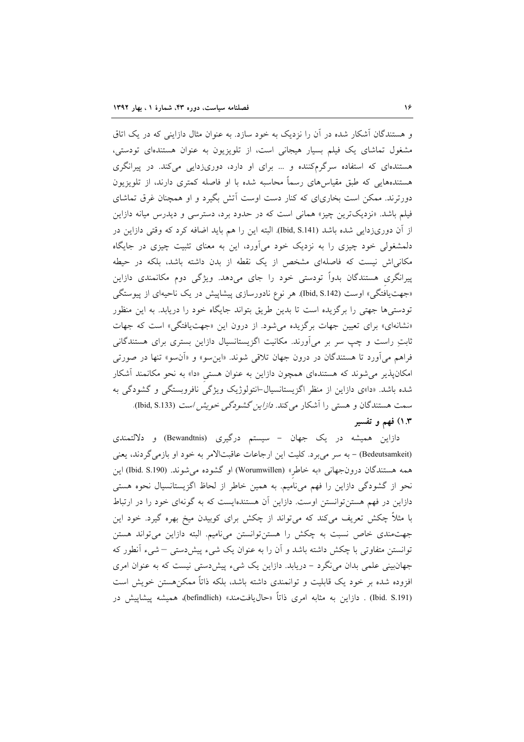و هستندگان آشکار شده در آن را نزدیک به خود سازد. به عنوان مثال دازاینی که در یک اتاق مشغول تماشای یک فیلم بسیار هیجانی است، از تلویزیون به عنوان هستنده‌ای تودستی، هستنده‌ای که استفاده سرگرم‌کننده و ... برای او دارد، دوری‌زدایی می‌کند. در پیرانگری هستنده‌هایی که طبق مقیاس‌های رسماً محاسبه شده با او فاصله کمتری دارند، از تلویزیون دورترند. ممکن است بخاری‌ای که کنار دست اوست آتش بگیرد و او همچنان غرق تماشای فیلم باشد. «نزدیک‌ترین چیز» همانی است که در حدود برد، دسترسی و دیدرس میانه دازاین از آن دوری‌زدایی شده باشد (Ibid, S.141). البته این را هم باید اضافه کرد که وقتی دازاین در دلمشغولی خود چیزی را به نزدیک خود می‌آورد، این به معنای تثبیت چیزی در جایگاه مکانی‌اش نیست که فاصله‌ای مشخص از یک نقطه از بدن داشته باشد، بلکه در حیطه پیرانگری هستندگان بدواً تودستی خود را جای می‌دهد. ویژگی دوم مکانمندی دازاین «جهت‌یافتگی» اوست (Ibid, S.142). هر نوع نادورسازی پیشاپیش در یک ناحیه‌ای از پیوستگی تودستی‌ها جهتی را برگزیده است تا بدین طریق بتواند جایگاه خود را دریابد. به این منظور «نشانه‌ای» برای تعیین جهات برگزیده می‌شود. از درون این «جهت‌یافتگی» است که جهات ثابتِ راست و چپ سر بر می‌آورند. مکانیت اگزیستانسیال دازاین بستری برای هستندگانی فراهم می‌آورد تا هستندگان در درون جهان تلاقی شوند. «این‌سو» و «آن‌سو» تنها در صورتی امکان‌پذیر می‌شوند که هستنده‌ای همچون دازاین به عنوان هستیِ «دا» به نحو مکانمند آشکار شده باشد. «دا»ی دازاین از منظر اگزیستانسیال-انتولوژیک ویژگیِ نافروبستگی و گشودگی به سمت هستندگان و هستی را آشکار می‌کند. *دازاین گشودگی خویش است* (Ibid, S.133).

### ۱.۳) فهم و تفسیر

دازاین همیشه در یک جهان - سیستم درگیری (Bewandtnis) و دلالتمندی (Bedeutsamkeit) - به سر می‌برد. کلیت این ارجاعات عاقبت‌الامر به خود او بازمی‌گردند، یعنی همه هستندگان درون‌جهانی «به خاطرِ» (Worumwillen) او گشوده می‌شوند. (Ibid. S.190) این نحو از گشودگی دازاین را فهم می‌نامیم. به همین خاطر از لحاظ اگزیستانسیال نحوه هستی دازاین در فهم هستن‌توانستن اوست. دازاین آن هستنده‌ایست که به گونه‌ای خود را در ارتباط با مثلاً چکش تعریف می‌کند که می‌تواند از چکش برای کوبیدن میخ بهره گیرد. خود این جهت‌مندی خاص نسبت به چکش را هستن‌توانستن می‌نامیم. البته دازاین می‌تواند هستن توانستن متفاوتی با چکش داشته باشد و آن را به عنوان یک شیء پیش‌دستی – شیء آنطور که جهان‌بینی علمی بدان می‌نگرد – دریابد. دازاین یک شیء پیش‌دستی نیست که به عنوان امری افزوده شده بر خود یک قابلیت و توانمندی داشته باشد، بلکه ذاتاً ممکن‌هستن خویش است (Ibid. S.191) . دازاین به مثابه امری ذاتاً «حال‌یافت‌مند» (befindlich)، همیشه پیشاپیش در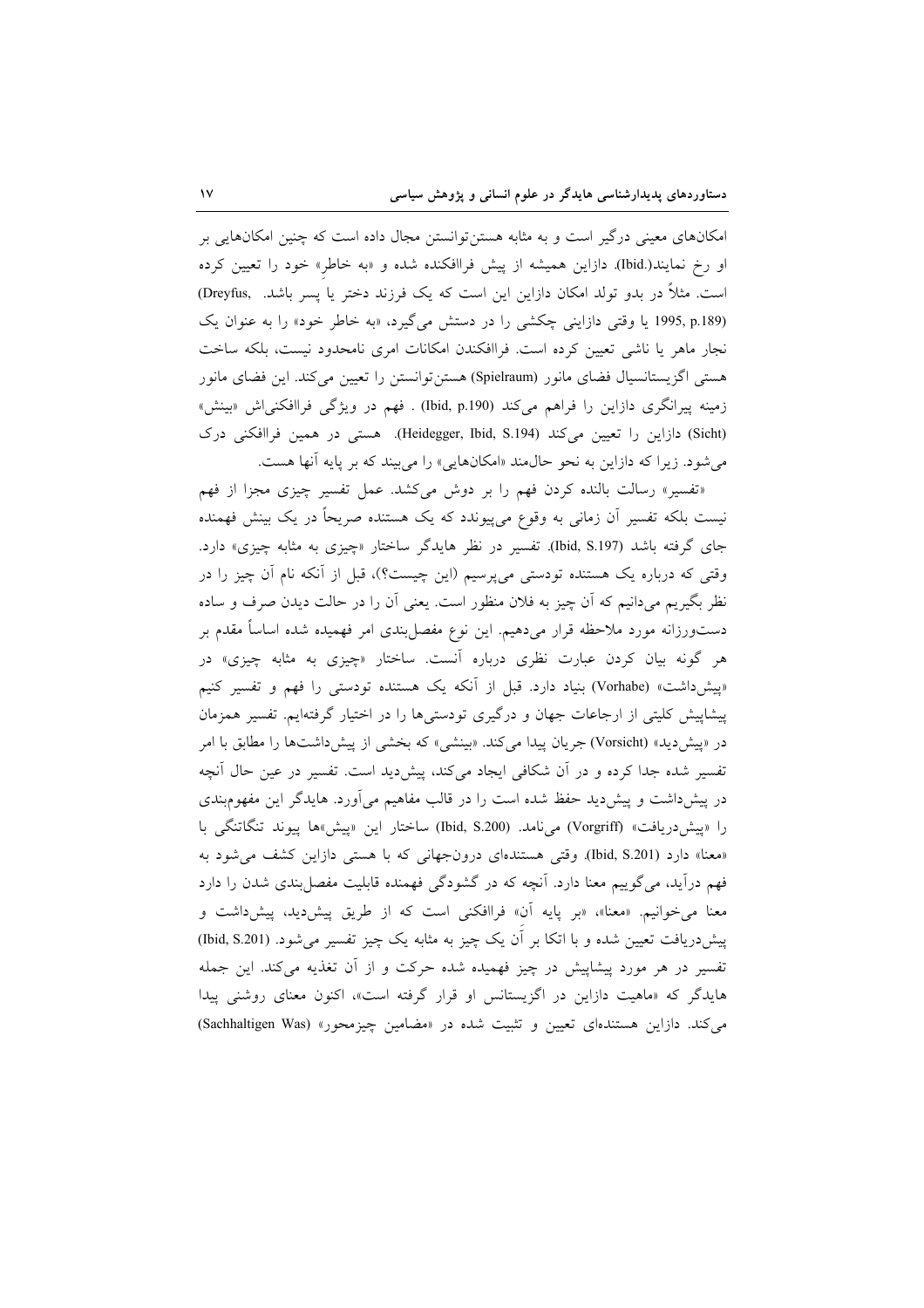امکان‌های معینی درگیر است و به مثابه هستن‌توانستن مجال داده است که چنین امکان‌هایی بر او رخ نمایند(.Ibid). دازاین همیشه از پیش فراافکنده شده و «به خاطرِ» خود را تعیین کرده است. مثلاً در بدو تولد امکان دازاین این است که یک فرزند دختر یا پسر باشد. (Dreyfus, 1995, p.189) یا وقتی دازاینی چکشی را در دستش می‌گیرد، «به خاطر خود» را به عنوان یک نجار ماهر یا ناشی تعیین کرده است. فراافکندن امکانات امری نامحدود نیست، بلکه ساخت هستی اگزیستانسیال فضای مانور (Spielraum) هستن‌توانستن را تعیین می‌کند. این فضای مانور زمینه پیرانگری دازاین را فراهم می‌کند (Ibid, p.190) . فهم در ویژگی فراافکنی‌اش «بینش» (Sicht) دازاین را تعیین می‌کند (Heidegger, Ibid, S.194). هستی در همین فراافکنی درک می‌شود. زیرا که دازاین به نحو حال‌مند «امکان‌هایی» را می‌بیند که بر پایه آنها هست.

«تفسیر» رسالت بالنده کردن فهم را بر دوش می‌کشد. عمل تفسیر چیزی مجزا از فهم نیست بلکه تفسیر آن زمانی به وقوع می‌پیوندد که یک هستنده صریحاً در یک بینش فهمنده جای گرفته باشد (Ibid, S.197). تفسیر در نظر هایدگر ساختار «چیزی به مثابه چیزی» دارد. وقتی که درباره یک هستنده تودستی می‌پرسیم (این چیست؟)، قبل از آنکه نام آن چیز را در نظر بگیریم می‌دانیم که آن چیز به فلان منظور است. یعنی آن را در حالت دیدن صرف و ساده دست‌ورزانه مورد ملاحظه قرار می‌دهیم. این نوع مفصل‌بندی امر فهمیده شده اساساً مقدم بر هر گونه بیان کردن عبارت نظری درباره آنست. ساختار «چیزی به مثابه چیزی» در «پیش‌داشت» (Vorhabe) بنیاد دارد. قبل از آنکه یک هستنده تودستی را فهم و تفسیر کنیم پیشاپیش کلیتی از ارجاعات جهان و درگیری تودستی‌ها را در اختیار گرفته‌ایم. تفسیر همزمان در «پیش‌دید» (Vorsicht) جریان پیدا می‌کند. «بینشی» که بخشی از پیش‌داشت‌ها را مطابق با امر تفسیر شده جدا کرده و در آن شکافی ایجاد می‌کند، پیش‌دید است. تفسیر در عین حال آنچه در پیش‌داشت و پیش‌دید حفظ شده است را در قالب مفاهیم می‌آورد. هایدگر این مفهوم‌بندی را «پیش‌دریافت» (Vorgriff) می‌نامد. (Ibid, S.200) ساختار این «پیش»ها پیوند تنگاتنگی با «معنا» دارد (Ibid, S.201). وقتی هستنده‌ای درون‌جهانی که با هستی دازاین کشف می‌شود به فهم درآید، می‌گوییم معنا دارد. آنچه که در گشودگی فهمنده قابلیت مفصل‌بندی شدن را دارد معنا می‌خوانیم. «معنا»، «بر پایه آن» فراافکنی است که از طریق پیش‌دید، پیش‌داشت و پیش‌دریافت تعیین شده و با اتکا بر آن یک چیز به مثابه یک چیز تفسیر می‌شود. (Ibid, S.201) تفسیر در هر مورد پیشاپیش در چیز فهمیده شده حرکت و از آن تغذیه می‌کند. این جمله هایدگر که «ماهیت دازاین در اگزیستانس او قرار گرفته است»، اکنون معنای روشنی پیدا می‌کند. دازاین هستنده‌ای تعیین و تثبیت شده در «مضامین چیزمحور» (Sachhaltigen Was)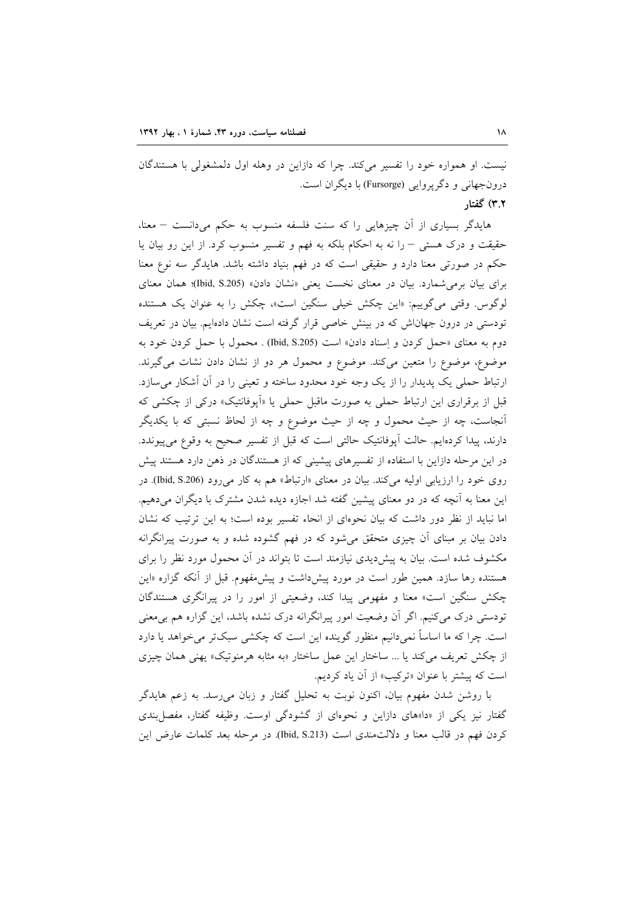نیست. او همواره خود را تفسیر می‌کند. چرا که دازاین در وهله اول دلمشغولی با هستندگان درون‌جهانی و دگرپروایی (Fursorge) با دیگران است.

### ۳.۲) گفتار

هایدگر بسیاری از آن چیزهایی را که سنت فلسفه منسوب به حکم می‌دانست – معنا، حقیقت و درک هستی – را نه به احکام بلکه به فهم و تفسیر منسوب کرد. از این رو بیان یا حکم در صورتی معنا دارد و حقیقی است که در فهم بنیاد داشته باشد. هایدگر سه نوع معنا برای بیان برمی‌شمارد. بیان در معنای نخست یعنی «نشان دادن» (Ibid, S.205)؛ همان معنای لوگوس. وقتی می‌گوییم: «این چکش خیلی سنگین است»، چکش را به عنوان یک هستنده تودستی در درون جهان‌اش که در بینش خاصی قرار گرفته است نشان داده‌ایم. بیان در تعریف دوم به معنای «حمل کردن و اِسناد دادن» است (Ibid, S.205) . محمول با حمل کردن خود به موضوع، موضوع را متعین می‌کند. موضوع و محمول هر دو از نشان دادن نشات می‌گیرند. ارتباط حملی یک پدیدار را از یک وجه خود محدود ساخته و تعینی را در آن آشکار می‌سازد. قبل از برقراری این ارتباط حملی به صورت ماقبل حملی یا «آپوفانتیک» درکی از چکشی که آنجاست، چه از حیث محمول و چه از حیث موضوع و چه از لحاظ نسبتی که با یکدیگر دارند، پیدا کرده‌ایم. حالت آپوفانتیک حالتی است که قبل از تفسیر صحیح به وقوع می‌پیوندد. در این مرحله دازاین با استفاده از تفسیرهای پیشینی که از هستندگان در ذهن دارد هستند پیش روی خود را ارزیابی اولیه می‌کند. بیان در معنای «ارتباط» هم به کار می‌رود (Ibid, S.206). در این معنا به آنچه که در دو معنای پیشین گفته شد اجازه دیده شدن مشترک با دیگران می‌دهیم. اما نباید از نظر دور داشت که بیان نحوه‌ای از انحاء تفسیر بوده است؛ به این ترتیب که نشان دادن بیان بر مبنای آن چیزی متحقق می‌شود که در فهم گشوده شده و به صورت پیرانگرانه مکشوف شده است. بیان به پیش‌دیدی نیازمند است تا بتواند در آن محمول مورد نظر را برای هستنده رها سازد. همین طور است در مورد پیش‌داشت و پیش‌مفهوم. قبل از آنکه گزاره «این چکش سنگین است» معنا و مفهومی پیدا کند، وضعیتی از امور را در پیرانگری هستندگان تودستی درک می‌کنیم. اگر آن وضعیت امور پیرانگرانه درک نشده باشد، این گزاره هم بی‌معنی است. چرا که ما اساساً نمی‌دانیم منظور گوینده این است که چکشی سبک‌تر می‌خواهد یا دارد از چکش تعریف می‌کند یا ... ساختار این عمل ساختار «به مثابه هرمنوتیک» یعنی همان چیزی است که پیشتر با عنوان «ترکیب» از آن یاد کردیم.

با روشن شدن مفهوم بیان، اکنون نوبت به تحلیل گفتار و زبان می‌رسد. به زعم هایدگر گفتار نیز یکی از «دا»های دازاین و نحوه‌ای از گشودگی اوست. وظیفه گفتار، مفصل‌بندی کردن فهم در قالب معنا و دلالت‌مندی است (Ibid, S.213). در مرحله بعد کلمات عارض این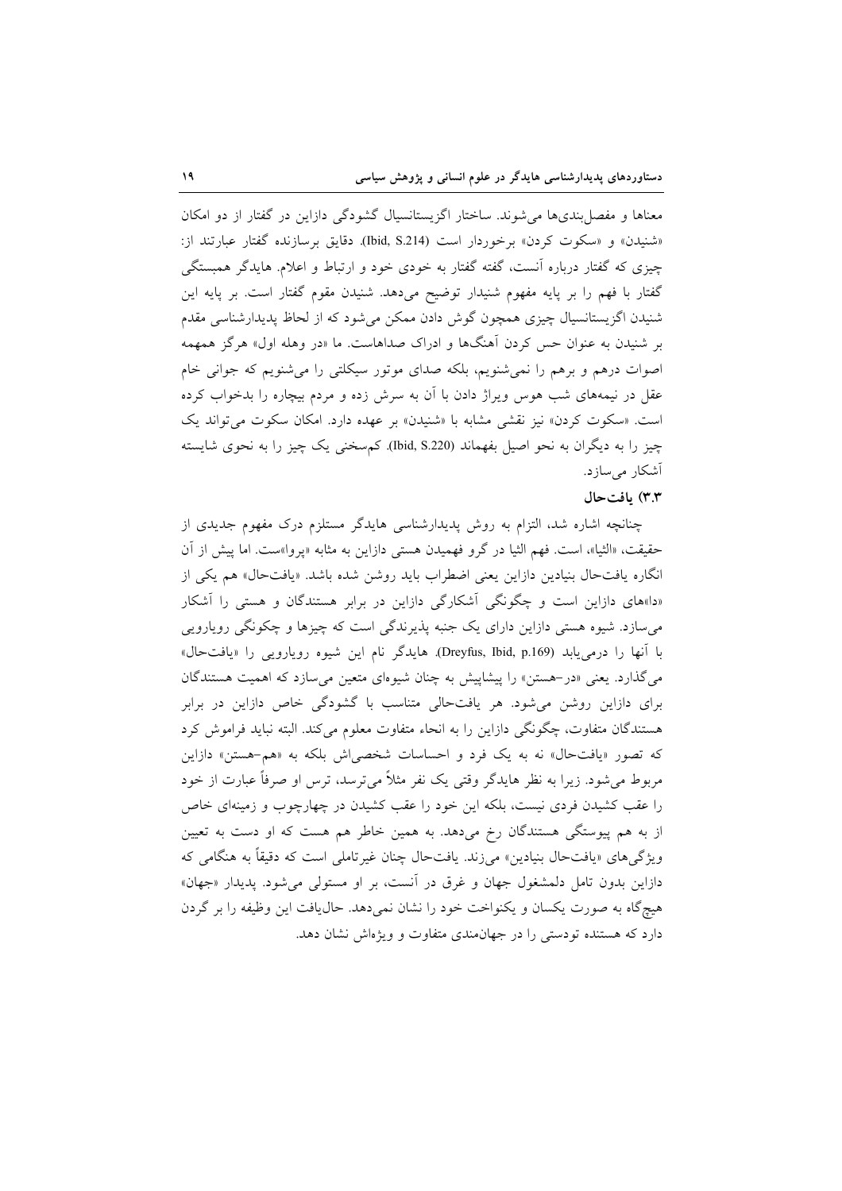معناها و مفصل‌بندی‌ها می‌شوند. ساختار اگزیستانسیال گشودگی دازاین در گفتار از دو امکان «شنیدن» و «سکوت کردن» برخوردار است (Ibid, S.214). دقایق برسازنده گفتار عبارتند از: چیزی که گفتار درباره آنست، گفته گفتار به خودی خود و ارتباط و اعلام. هایدگر همبستگی گفتار با فهم را بر پایه مفهوم شنیدار توضیح می‌دهد. شنیدن مقوم گفتار است. بر پایه این شنیدن اگزیستانسیال چیزی همچون گوش دادن ممکن می‌شود که از لحاظ پدیدارشناسی مقدم بر شنیدن به عنوان حس کردن آهنگ‌ها و ادراک صداهاست. ما «در وهله اول» هرگز همهمه اصوات درهم و برهم را نمی‌شنویم، بلکه صدای موتور سیکلتی را می‌شنویم که جوانی خام عقل در نیمه‌های شب هوس ویراژ دادن با آن به سرش زده و مردم بیچاره را بدخواب کرده است. «سکوت کردن» نیز نقشی مشابه با «شنیدن» بر عهده دارد. امکان سکوت می‌تواند یک چیز را به دیگران به نحو اصیل بفهماند (Ibid, S.220). کم‌سخنی یک چیز را به نحوی شایسته آشکار می‌سازد.

### ۳.۳) یافت‌حال

چنانچه اشاره شد، التزام به روش پدیدارشناسی هایدگر مستلزم درک مفهوم جدیدی از حقیقت، «الثیا»، است. فهم الثیا در گرو فهمیدن هستی دازاین به مثابه «پروا»ست. اما پیش از آن انگاره یافت‌حال بنیادین دازاین یعنی اضطراب باید روشن شده باشد. «یافت‌حال» هم یکی از «دا»های دازاین است و چگونگی آشکارگی دازاین در برابر هستندگان و هستی را آشکار می‌سازد. شیوه هستی دازاین دارای یک جنبه پذیرندگی است که چیزها و چگونگی رویارویی با آنها را درمی‌یابد (Dreyfus, Ibid, p.169). هایدگر نام این شیوه رویارویی را «یافت‌حال» می‌گذارد. یعنی «در–هستن» را پیشاپیش به چنان شیوه‌ای متعین می‌سازد که اهمیت هستندگان برای دازاین روشن می‌شود. هر یافت‌حالی متناسب با گشودگی خاص دازاین در برابر هستندگان متفاوت، چگونگی دازاین را به انحاء متفاوت معلوم می‌کند. البته نباید فراموش کرد که تصور «یافت‌حال» نه به یک فرد و احساسات شخصی‌اش بلکه به «هم–هستن» دازاین مربوط می‌شود. زیرا به نظر هایدگر وقتی یک نفر مثلاً می‌ترسد، ترس او صرفاً عبارت از خود را عقب کشیدن فردی نیست، بلکه این خود را عقب کشیدن در چهارچوب و زمینه‌ای خاص از به هم پیوستگی هستندگان رخ می‌دهد. به همین خاطر هم هست که او دست به تعیین ویژگی‌های «یافت‌حال بنیادین» می‌زند. یافت‌حال چنان غیرتاملی است که دقیقاً به هنگامی که دازاین بدون تامل دلمشغول جهان و غرق در آنست، بر او مستولی می‌شود. پدیدار «جهان» هیچ‌گاه به صورت یکسان و یکنواخت خود را نشان نمی‌دهد. حال‌یافت این وظیفه را بر گردن دارد که هستنده تودستی را در جهان‌مندی متفاوت و ویژه‌اش نشان دهد.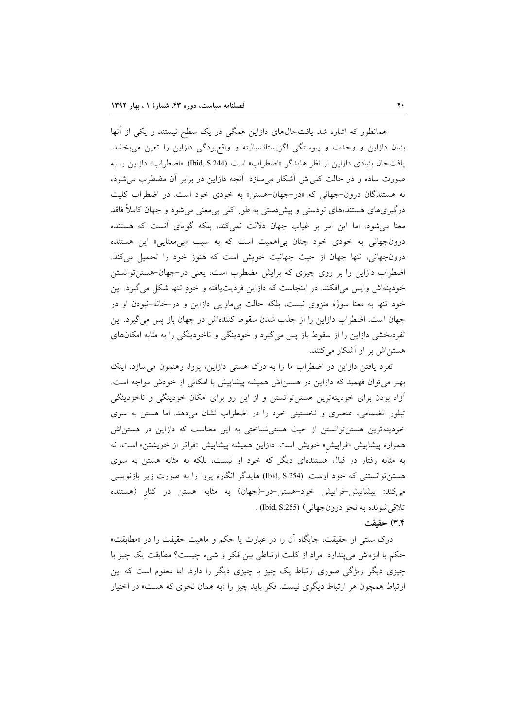همانطور که اشاره شد یافت‌حال‌های دازاین همگی در یک سطح نیستند و یکی از آنها بنیان دازاین و وحدت و پیوستگی اگزیستانسیالیته و واقع‌بودگی دازاین را تعین می‌بخشد. یافت‌حال بنیادی دازاین از نظر هایدگر «اضطراب» است (Ibid, S.244). «اضطراب» دازاین را به صورت ساده و در حالت کلی‌اش آشکار می‌سازد. آنچه دازاین در برابر آن مضطرب می‌شود، نه هستندگان درون–جهانی که «در–جهان–هستن» به خودی خود است. در اضطراب کلیت درگیری‌های هستنده‌های تودستی و پیش‌دستی به طور کلی بی‌معنی می‌شود و جهان کاملاً فاقد معنا می‌شود. اما این امر بر غیاب جهان دلالت نمی‌کند، بلکه گویای آنست که هستنده درون‌جهانی به خودی خود چنان بی‌اهمیت است که به سبب «بی‌معنایی» این هستنده درون‌جهانی، تنها جهان از حیث جهانیت خویش است که هنوز خود را تحمیل می‌کند. اضطراب دازاین را بر روی چیزی که برایش مضطرب است، یعنی در–جهان–هستن‌توانستن خودینه‌اش واپس می‌افکند. در اینجاست که دازاین فردیت‌یافته و خودِ تنها شکل می‌گیرد. این خود تنها به معنا سوژه منزوی نیست، بلکه حالت بی‌ماوایی دازاین و در–خانه–نبودن او در جهان است. اضطراب دازاین را از جذب شدن سقوط کننده‌اش در جهان باز پس می‌گیرد. این تفردبخشی دازاین را از سقوط باز پس می‌گیرد و خودینگی و ناخودینگی را به مثابه امکان‌های هستن‌اش بر او آشکار می‌کنند.

تفرد یافتن دازاین در اضطراب ما را به درک هستی دازاین، پروا، رهنمون می‌سازد. اینک بهتر می‌توان فهمید که دازاین در هستن‌اش همیشه پیشاپیش با امکانی از خودش مواجه است. آزاد بودن برای خودینه‌ترین هستن‌توانستن و از این رو برای امکان خودینگی و ناخودینگی تبلور انضمامی، عنصری و نخستینی خود را در اضطراب نشان می‌دهد. اما هستن به سوی خودینه‌ترین هستن‌توانستن از حیث هستی‌شناختی به این معناست که دازاین در هستن‌اش همواره پیشاپیش «فراپیش» خویش است. دازاین همیشه پیشاپیش «فراتر از خویشتن» است، نه به مثابه رفتار در قبالِ هستنده‌ای دیگر که خود او نیست، بلکه به مثابه هستن به سوی هستن‌توانستنی که خود اوست. (Ibid, S.254) هایدگر انگاره پروا را به صورت زیر بازنویسی می‌کند: پیشاپیش–فراپیش خود–هستن–در–(جهان) به مثابه هستن در کنارِ (هستنده تلاقی‌شونده به نحو درون‌جهانی) (Ibid, S.255) .

### ۳.۴) حقیقت

درک سنتی از حقیقت، جایگاه آن را در عبارت یا حکم و ماهیت حقیقت را در «مطابقت» حکم با ابژه‌اش می‌پندارد. مراد از کلیت ارتباطی بین فکر و شیء چیست؟ مطابقت یک چیز با چیزی دیگر ویژگی صوری ارتباط یک چیز با چیزی دیگر را دارد. اما معلوم است که این ارتباط همچون هر ارتباط دیگری نیست. فکر باید چیز را «به همان نحوی که هست» در اختیار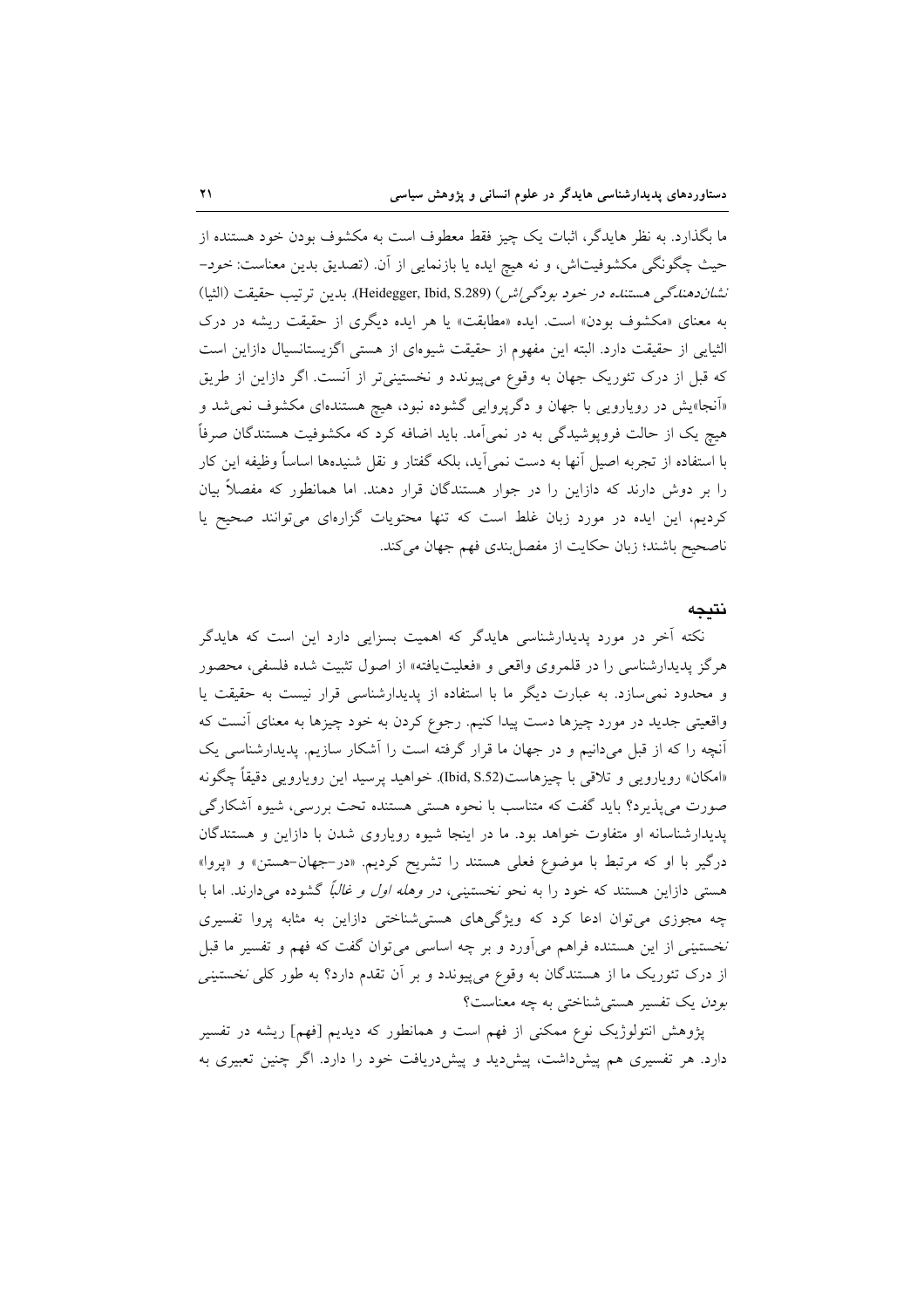ما بگذارد. به نظر هایدگر، اثبات یک چیز فقط معطوف است به مکشوف بودن خود هستنده از حیث چگونگی مکشوفیت‌اش، و نه هیچ ایده یا بازنمایی از آن. (تصدیق بدین معناست: خود-*نشان‌دهندگی هستنده در خود بودگی‌اش*) (Heidegger, Ibid, S.289). بدین ترتیب حقیقت (الثیا) به معنای «مکشوف بودن» است. ایده «مطابقت» یا هر ایده دیگری از حقیقت ریشه در درک الثیایی از حقیقت دارد. البته این مفهوم از حقیقت شیوه‌ای از هستی اگزیستانسیال دازاین است که قبل از درک تئوریک جهان به وقوع می‌پیوندد و نخستینی‌تر از آنست. اگر دازاین از طریق «آنجا»یش در رویارویی با جهان و دگرپروایی گشوده نبود، هیچ هستنده‌ای مکشوف نمی‌شد و هیچ یک از حالت فروپوشیدگی به در نمی‌آمد. باید اضافه کرد که مکشوفیت هستندگان صرفاً با استفاده از تجربه اصیل آنها به دست نمی‌آید، بلکه گفتار و نقل شنیده‌ها اساساً وظیفه این کار را بر دوش دارند که دازاین را در جوار هستندگان قرار دهند. اما همانطور که مفصلاً بیان کردیم، این ایده در مورد زبان غلط است که تنها محتویات گزاره‌ای می‌توانند صحیح یا ناصحیح باشند؛ زبان حکایت از مفصل‌بندی فهم جهان می‌کند.

## نتیجه

نکته آخر در مورد پدیدارشناسی هایدگر که اهمیت بسزایی دارد این است که هایدگر هرگز پدیدارشناسی را در قلمروی واقعی و «فعلیت‌یافته» از اصول تثبیت شده فلسفی، محصور و محدود نمی‌سازد. به عبارت دیگر ما با استفاده از پدیدارشناسی قرار نیست به حقیقت یا واقعیتی جدید در مورد چیزها دست پیدا کنیم. رجوع کردن به خود چیزها به معنای آنست که آنچه را که از قبل می‌دانیم و در جهان ما قرار گرفته است را آشکار سازیم. پدیدارشناسی یک «امکان» رویارویی و تلاقی با چیزهاست(Ibid, S.52). خواهید پرسید این رویارویی دقیقاً چگونه صورت می‌پذیرد؟ باید گفت که متناسب با نحوه هستی هستنده تحت بررسی، شیوه آشکارگی پدیدارشناسانه او متفاوت خواهد بود. ما در اینجا شیوه رویاروی شدن با دازاین و هستندگان درگیر با او که مرتبط با موضوع فعلی هستند را تشریح کردیم. «در-جهان-هستن» و «پروا» هستی دازاین هستند که خود را به نحو *نخستینی*، *در وهله اول و غالباً* گشوده می‌دارند. اما با چه مجوزی می‌توان ادعا کرد که ویژگی‌های هستی‌شناختی دازاین به مثابه پروا تفسیری *نخستینی* از این هستنده فراهم می‌آورد و بر چه اساسی می‌توان گفت که فهم و تفسیر ما قبل از درک تئوریک ما از هستندگان به وقوع می‌پیوندد و بر آن تقدم دارد؟ به طور کلی *نخستینی بودن* یک تفسیر هستی‌شناختی به چه معناست؟

پژوهش انتولوژیک نوع ممکنی از فهم است و همانطور که دیدیم [فهم] ریشه در تفسیر دارد. هر تفسیری هم پیش‌داشت، پیش‌دید و پیش‌دریافت خود را دارد. اگر چنین تعبیری به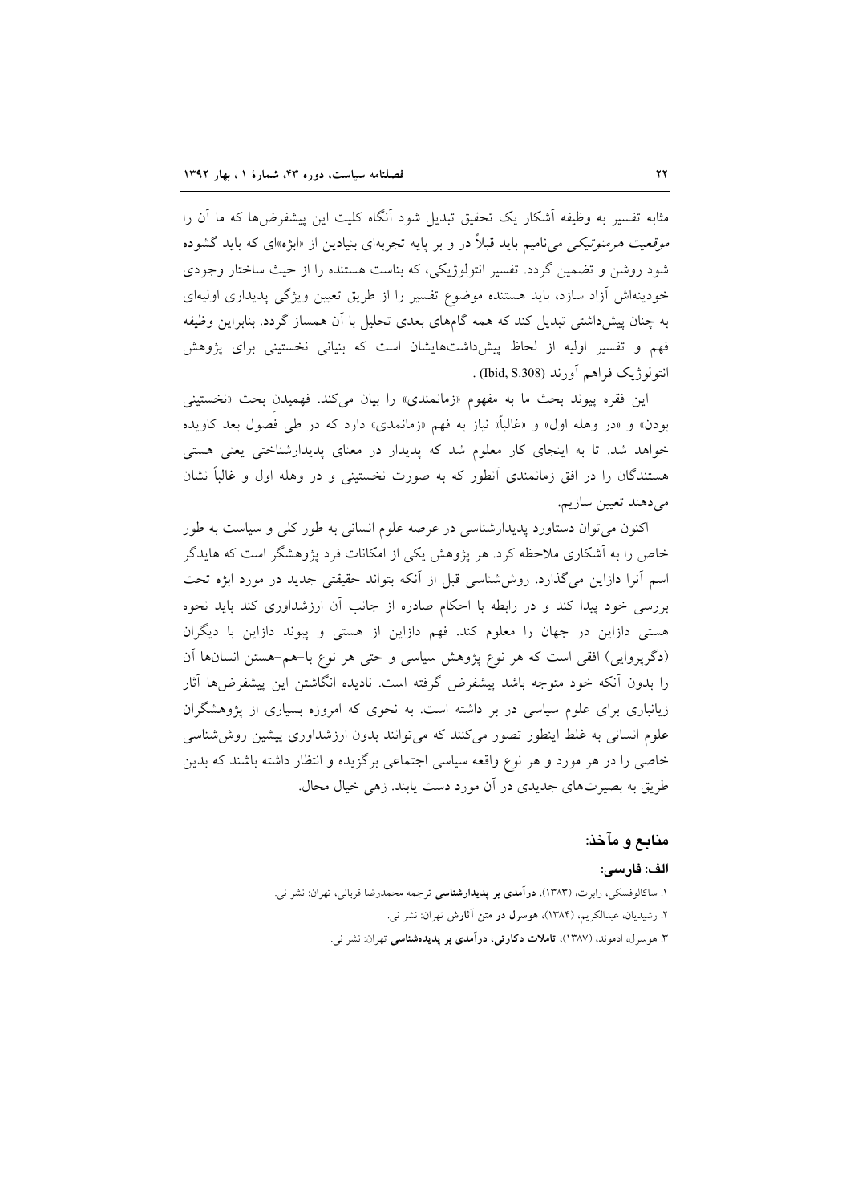مثابه تفسیر به وظیفه آشکار یک تحقیق تبدیل شود آنگاه کلیت این پیشفرض‌ها که ما آن را *موقعیت هرمنوتیکی* می‌نامیم باید قبلاً در و بر پایه تجربه‌ای بنیادین از «ابژه»‌ای که باید گشوده شود روشن و تضمین گردد. تفسیر انتولوژیکی، که بناست هستنده را از حیث ساختار وجودی خودینه‌اش آزاد سازد، باید هستنده موضوع تفسیر را از طریق تعیین ویژگی پدیداری اولیه‌ای به چنان پیش‌داشتی تبدیل کند که همه گام‌های بعدی تحلیل با آن همساز گردد. بنابراین وظیفه فهم و تفسیر اولیه از لحاظ پیش‌داشت‌هایشان است که بنیانی نخستینی برای پژوهش انتولوژیک فراهم آورند (Ibid, S.308) .

این فقره پیوند بحث ما به مفهوم «زمانمندی» را بیان می‌کند. فهمیدنِ بحث «نخستینی بودن» و «در وهله اول» و «غالباً» نیاز به فهم «زمانمدی» دارد که در طی فصول بعد کاویده خواهد شد. تا به اینجای کار معلوم شد که پدیدار در معنای پدیدارشناختی یعنی هستی هستندگان را در افق زمانمندی آنطور که به صورت نخستینی و در وهله اول و غالباً نشان می‌دهند تعیین سازیم.

اکنون می‌توان دستاورد پدیدارشناسی در عرصه علوم انسانی به طور کلی و سیاست به طور خاص را به آشکاری ملاحظه کرد. هر پژوهش یکی از امکانات فرد پژوهشگر است که هایدگر اسم آنرا دازاین می‌گذارد. روش‌شناسی قبل از آنکه بتواند حقیقتی جدید در مورد ابژه تحت بررسی خود پیدا کند و در رابطه با احکام صادره از جانب آن ارزشداوری کند باید نحوه هستی دازاین در جهان را معلوم کند. فهم دازاین از هستی و پیوند دازاین با دیگران (دگرپروایی) افقی است که هر نوع پژوهش سیاسی و حتی هر نوع با-هم-هستن انسان‌ها آن را بدون آنکه خود متوجه باشد پیشفرض گرفته است. نادیده انگاشتن این پیشفرض‌ها آثار زیانباری برای علوم سیاسی در بر داشته است. به نحوی که امروزه بسیاری از پژوهشگران علوم انسانی به غلط اینطور تصور می‌کنند که می‌توانند بدون ارزشداوری پیشین روش‌شناسی خاصی را در هر مورد و هر نوع واقعه سیاسی اجتماعی برگزیده و انتظار داشته باشند که بدین طریق به بصیرت‌های جدیدی در آن مورد دست یابند. زهی خیال محال.

## منابع و مآخذ:

### الف: فارسی:

۱. ساکالوفسکی، رابرت، (۱۳۸۳)، **درآمدی بر پدیدارشناسی** ترجمه محمدرضا قربانی، تهران: نشر نی.

۲. رشیدیان، عبدالکریم، (۱۳۸۴)، **هوسرل در متن آثارش** تهران: نشر نی.

۳. هوسرل، ادموند، (۱۳۸۷)، **تاملات دکارتی، درآمدی بر پدیده‌شناسی** تهران: نشر نی.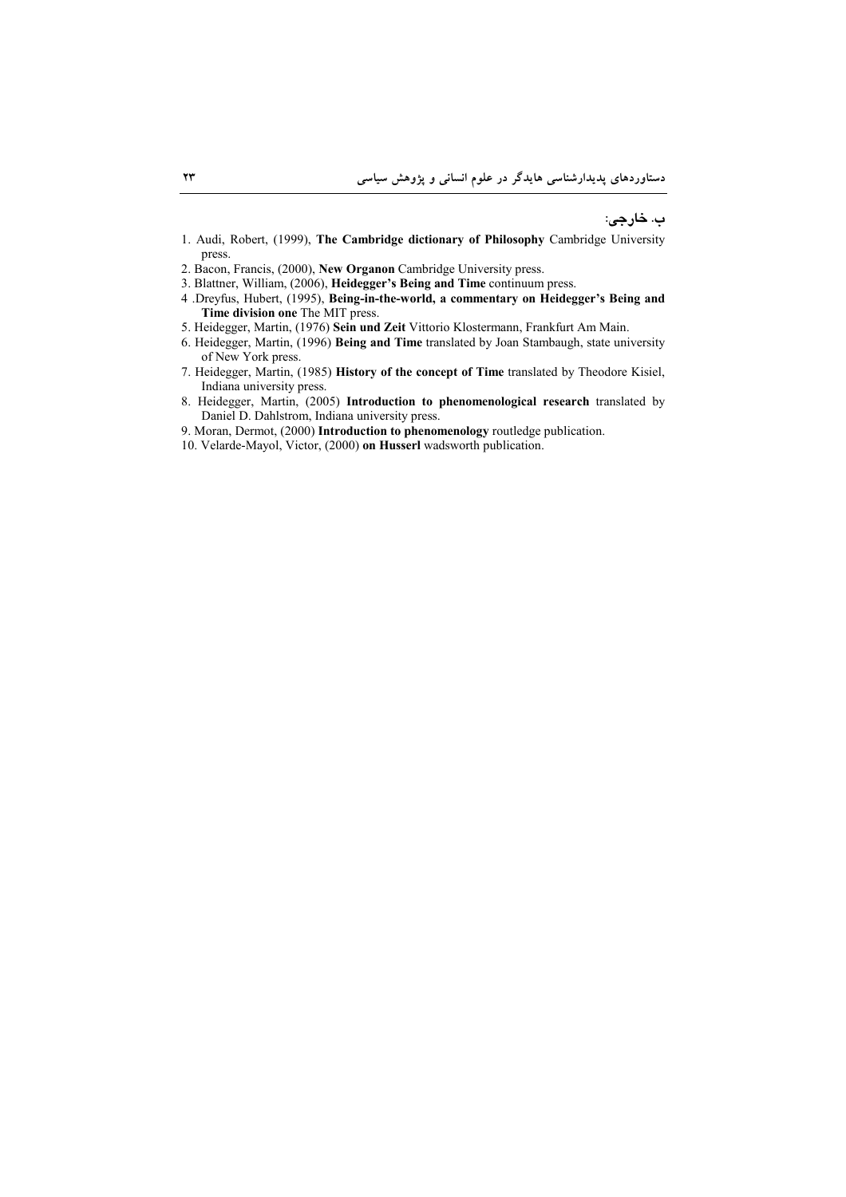## ب. خارجی:

1. Audi, Robert, (1999), **The Cambridge dictionary of Philosophy** Cambridge University press.
2. Bacon, Francis, (2000), **New Organon** Cambridge University press.
3. Blattner, William, (2006), **Heidegger's Being and Time** continuum press.
4 .Dreyfus, Hubert, (1995), **Being-in-the-world, a commentary on Heidegger's Being and Time division one** The MIT press.
5. Heidegger, Martin, (1976) **Sein und Zeit** Vittorio Klostermann, Frankfurt Am Main.
6. Heidegger, Martin, (1996) **Being and Time** translated by Joan Stambaugh, state university of New York press.
7. Heidegger, Martin, (1985) **History of the concept of Time** translated by Theodore Kisiel, Indiana university press.
8. Heidegger, Martin, (2005) **Introduction to phenomenological research** translated by Daniel D. Dahlstrom, Indiana university press.
9. Moran, Dermot, (2000) **Introduction to phenomenology** routledge publication.
10. Velarde-Mayol, Victor, (2000) **on Husserl** wadsworth publication.